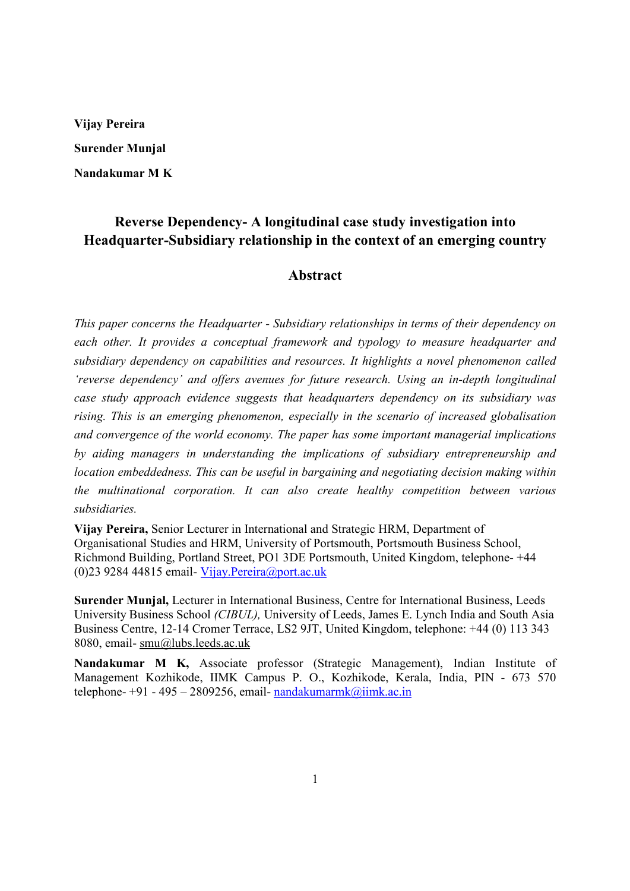**Vijay Pereira**

**Surender Munjal**

**Nandakumar M K**

# Reverse Dependency- A longitudinal case study investigation into Headquarter-Subsidiary relationship in the context of an emerging country

## Abstract

*This paper concerns the Headquarter - Subsidiary relationships in terms of their dependency on each other. It provides a conceptual framework and typology to measure headquarter and subsidiary dependency on capabilities and resources. It highlights a novel phenomenon called 'reverse dependency' and offers avenues for future research. Using an in-depth longitudinal case study approach evidence suggests that headquarters dependency on its subsidiary was rising. This is an emerging phenomenon, especially in the scenario of increased globalisation and convergence of the world economy. The paper has some important managerial implications by aiding managers in understanding the implications of subsidiary entrepreneurship and location embeddedness. This can be useful in bargaining and negotiating decision making within the multinational corporation. It can also create healthy competition between various subsidiaries.*

**Vijay Pereira,** Senior Lecturer in International and Strategic HRM, Department of Organisational Studies and HRM, University of Portsmouth, Portsmouth Business School, Richmond Building, Portland Street, PO1 3DE Portsmouth, United Kingdom, telephone- +44 (0)23 9284 44815 email- Vijay.Pereira@port.ac.uk

**Surender Munjal,** Lecturer in International Business, Centre for International Business, Leeds University Business School *(CIBUL),* University of Leeds, James E. Lynch India and South Asia Business Centre, 12-14 Cromer Terrace, LS2 9JT, United Kingdom, telephone: +44 (0) 113 343 8080, email- smu@lubs.leeds.ac.uk

**Nandakumar M K,** Associate professor (Strategic Management), Indian Institute of Management Kozhikode, IIMK Campus P. O., Kozhikode, Kerala, India, PIN - 673 570 telephone- +91 - 495 – 2809256, email- nandakumarmk@iimk.ac.in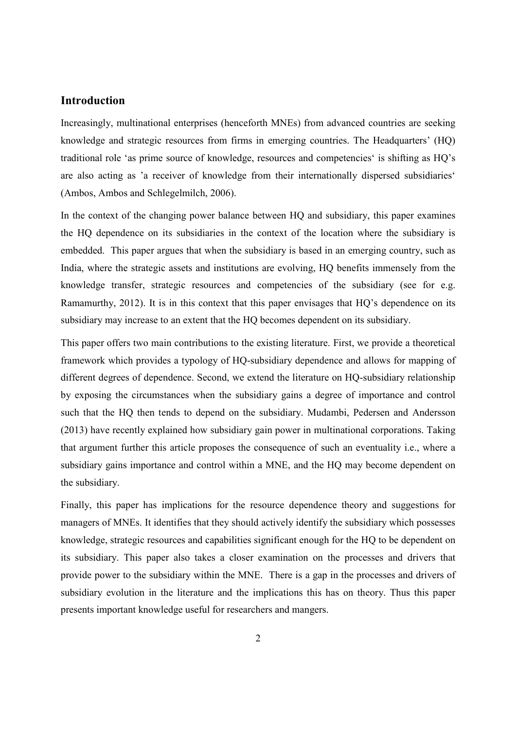## Introduction

Increasingly, multinational enterprises (henceforth MNEs) from advanced countries are seeking knowledge and strategic resources from firms in emerging countries. The Headquarters' (HQ) traditional role 'as prime source of knowledge, resources and competencies' is shifting as HQ's are also acting as 'a receiver of knowledge from their internationally dispersed subsidiaries' (Ambos, Ambos and Schlegelmilch, 2006).

In the context of the changing power balance between HQ and subsidiary, this paper examines the HQ dependence on its subsidiaries in the context of the location where the subsidiary is embedded. This paper argues that when the subsidiary is based in an emerging country, such as India, where the strategic assets and institutions are evolving, HQ benefits immensely from the knowledge transfer, strategic resources and competencies of the subsidiary (see for e.g. Ramamurthy, 2012). It is in this context that this paper envisages that HQ's dependence on its subsidiary may increase to an extent that the HQ becomes dependent on its subsidiary.

This paper offers two main contributions to the existing literature. First, we provide a theoretical framework which provides a typology of HQ-subsidiary dependence and allows for mapping of different degrees of dependence. Second, we extend the literature on HQ-subsidiary relationship by exposing the circumstances when the subsidiary gains a degree of importance and control such that the HQ then tends to depend on the subsidiary. Mudambi, Pedersen and Andersson (2013) have recently explained how subsidiary gain power in multinational corporations. Taking that argument further this article proposes the consequence of such an eventuality i.e., where a subsidiary gains importance and control within a MNE, and the HQ may become dependent on the subsidiary.

Finally, this paper has implications for the resource dependence theory and suggestions for managers of MNEs. It identifies that they should actively identify the subsidiary which possesses knowledge, strategic resources and capabilities significant enough for the HQ to be dependent on its subsidiary. This paper also takes a closer examination on the processes and drivers that provide power to the subsidiary within the MNE. There is a gap in the processes and drivers of subsidiary evolution in the literature and the implications this has on theory. Thus this paper presents important knowledge useful for researchers and mangers.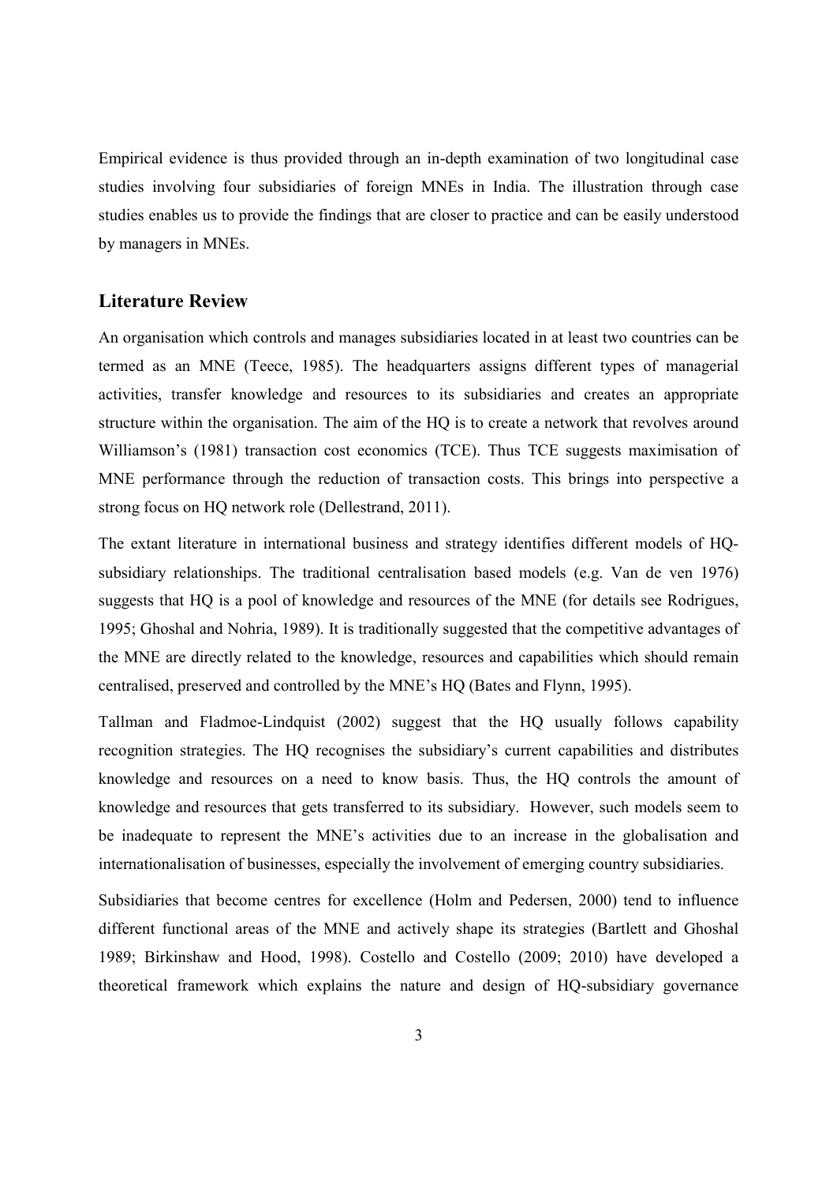Empirical evidence is thus provided through an in-depth examination of two longitudinal case studies involving four subsidiaries of foreign MNEs in India. The illustration through case studies enables us to provide the findings that are closer to practice and can be easily understood by managers in MNEs.

## Literature Review

An organisation which controls and manages subsidiaries located in at least two countries can be termed as an MNE (Teece, 1985). The headquarters assigns different types of managerial activities, transfer knowledge and resources to its subsidiaries and creates an appropriate structure within the organisation. The aim of the HQ is to create a network that revolves around Williamson's (1981) transaction cost economics (TCE). Thus TCE suggests maximisation of MNE performance through the reduction of transaction costs. This brings into perspective a strong focus on HQ network role (Dellestrand, 2011).

The extant literature in international business and strategy identifies different models of HQ-subsidiary relationships. The traditional centralisation based models (e.g. Van de ven 1976) suggests that HQ is a pool of knowledge and resources of the MNE (for details see Rodrigues, 1995; Ghoshal and Nohria, 1989). It is traditionally suggested that the competitive advantages of the MNE are directly related to the knowledge, resources and capabilities which should remain centralised, preserved and controlled by the MNE's HQ (Bates and Flynn, 1995).

Tallman and Fladmoe-Lindquist (2002) suggest that the HQ usually follows capability recognition strategies. The HQ recognises the subsidiary's current capabilities and distributes knowledge and resources on a need to know basis. Thus, the HQ controls the amount of knowledge and resources that gets transferred to its subsidiary. However, such models seem to be inadequate to represent the MNE's activities due to an increase in the globalisation and internationalisation of businesses, especially the involvement of emerging country subsidiaries.

Subsidiaries that become centres for excellence (Holm and Pedersen, 2000) tend to influence different functional areas of the MNE and actively shape its strategies (Bartlett and Ghoshal 1989; Birkinshaw and Hood, 1998). Costello and Costello (2009; 2010) have developed a theoretical framework which explains the nature and design of HQ-subsidiary governance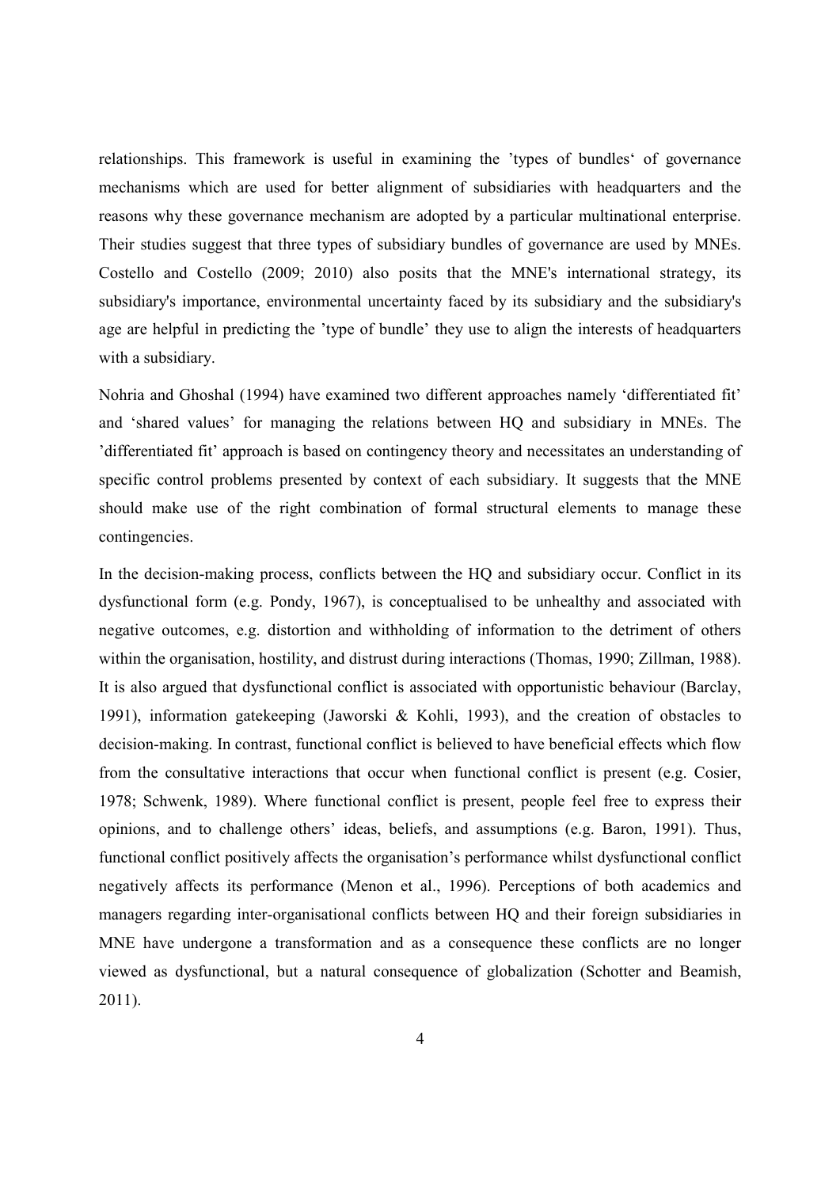relationships. This framework is useful in examining the 'types of bundles' of governance mechanisms which are used for better alignment of subsidiaries with headquarters and the reasons why these governance mechanism are adopted by a particular multinational enterprise. Their studies suggest that three types of subsidiary bundles of governance are used by MNEs. Costello and Costello (2009; 2010) also posits that the MNE's international strategy, its subsidiary's importance, environmental uncertainty faced by its subsidiary and the subsidiary's age are helpful in predicting the 'type of bundle' they use to align the interests of headquarters with a subsidiary.

Nohria and Ghoshal (1994) have examined two different approaches namely 'differentiated fit' and 'shared values' for managing the relations between HQ and subsidiary in MNEs. The 'differentiated fit' approach is based on contingency theory and necessitates an understanding of specific control problems presented by context of each subsidiary. It suggests that the MNE should make use of the right combination of formal structural elements to manage these contingencies.

In the decision-making process, conflicts between the HQ and subsidiary occur. Conflict in its dysfunctional form (e.g. Pondy, 1967), is conceptualised to be unhealthy and associated with negative outcomes, e.g. distortion and withholding of information to the detriment of others within the organisation, hostility, and distrust during interactions (Thomas, 1990; Zillman, 1988). It is also argued that dysfunctional conflict is associated with opportunistic behaviour (Barclay, 1991), information gatekeeping (Jaworski & Kohli, 1993), and the creation of obstacles to decision-making. In contrast, functional conflict is believed to have beneficial effects which flow from the consultative interactions that occur when functional conflict is present (e.g. Cosier, 1978; Schwenk, 1989). Where functional conflict is present, people feel free to express their opinions, and to challenge others' ideas, beliefs, and assumptions (e.g. Baron, 1991). Thus, functional conflict positively affects the organisation's performance whilst dysfunctional conflict negatively affects its performance (Menon et al., 1996). Perceptions of both academics and managers regarding inter-organisational conflicts between HQ and their foreign subsidiaries in MNE have undergone a transformation and as a consequence these conflicts are no longer viewed as dysfunctional, but a natural consequence of globalization (Schotter and Beamish, 2011).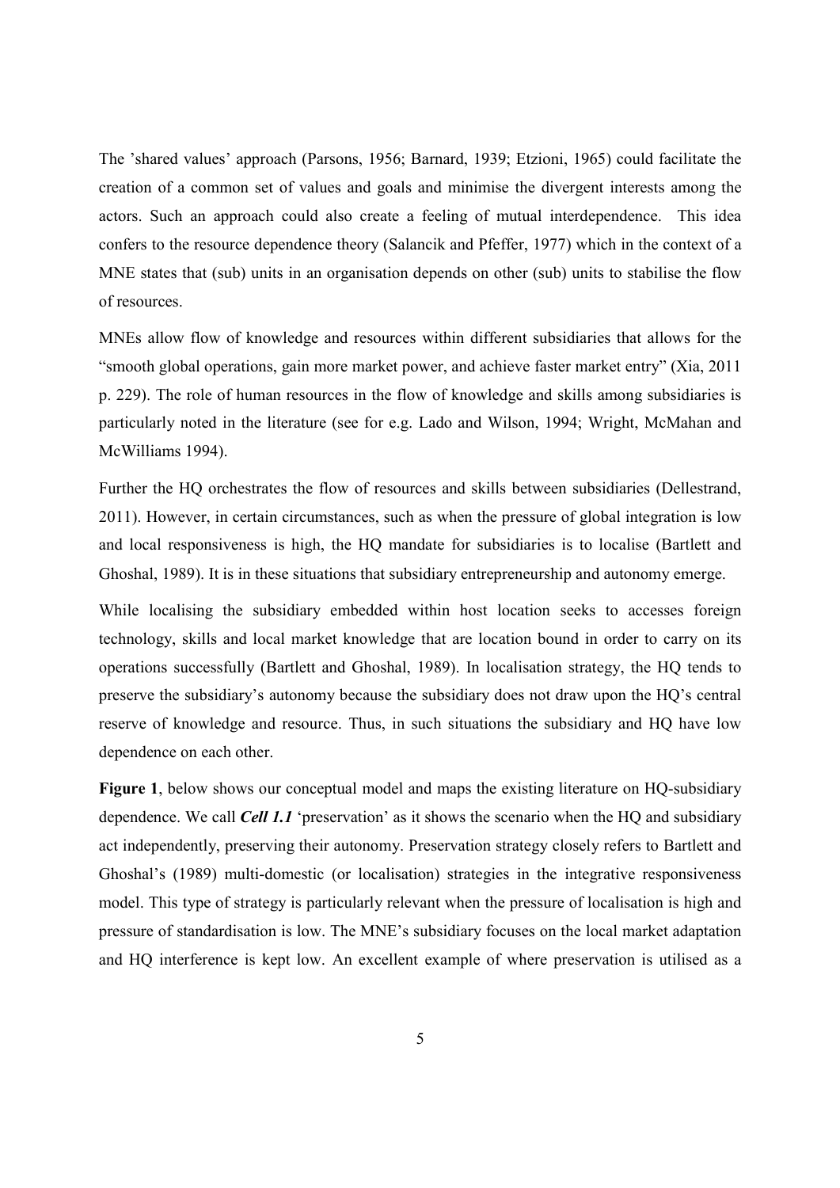The 'shared values' approach (Parsons, 1956; Barnard, 1939; Etzioni, 1965) could facilitate the creation of a common set of values and goals and minimise the divergent interests among the actors. Such an approach could also create a feeling of mutual interdependence. This idea confers to the resource dependence theory (Salancik and Pfeffer, 1977) which in the context of a MNE states that (sub) units in an organisation depends on other (sub) units to stabilise the flow of resources.

MNEs allow flow of knowledge and resources within different subsidiaries that allows for the "smooth global operations, gain more market power, and achieve faster market entry" (Xia, 2011 p. 229). The role of human resources in the flow of knowledge and skills among subsidiaries is particularly noted in the literature (see for e.g. Lado and Wilson, 1994; Wright, McMahan and McWilliams 1994).

Further the HQ orchestrates the flow of resources and skills between subsidiaries (Dellestrand, 2011). However, in certain circumstances, such as when the pressure of global integration is low and local responsiveness is high, the HQ mandate for subsidiaries is to localise (Bartlett and Ghoshal, 1989). It is in these situations that subsidiary entrepreneurship and autonomy emerge.

While localising the subsidiary embedded within host location seeks to accesses foreign technology, skills and local market knowledge that are location bound in order to carry on its operations successfully (Bartlett and Ghoshal, 1989). In localisation strategy, the HQ tends to preserve the subsidiary's autonomy because the subsidiary does not draw upon the HQ's central reserve of knowledge and resource. Thus, in such situations the subsidiary and HQ have low dependence on each other.

**Figure 1**, below shows our conceptual model and maps the existing literature on HQ-subsidiary dependence. We call ***Cell 1.1*** 'preservation' as it shows the scenario when the HQ and subsidiary act independently, preserving their autonomy. Preservation strategy closely refers to Bartlett and Ghoshal's (1989) multi-domestic (or localisation) strategies in the integrative responsiveness model. This type of strategy is particularly relevant when the pressure of localisation is high and pressure of standardisation is low. The MNE's subsidiary focuses on the local market adaptation and HQ interference is kept low. An excellent example of where preservation is utilised as a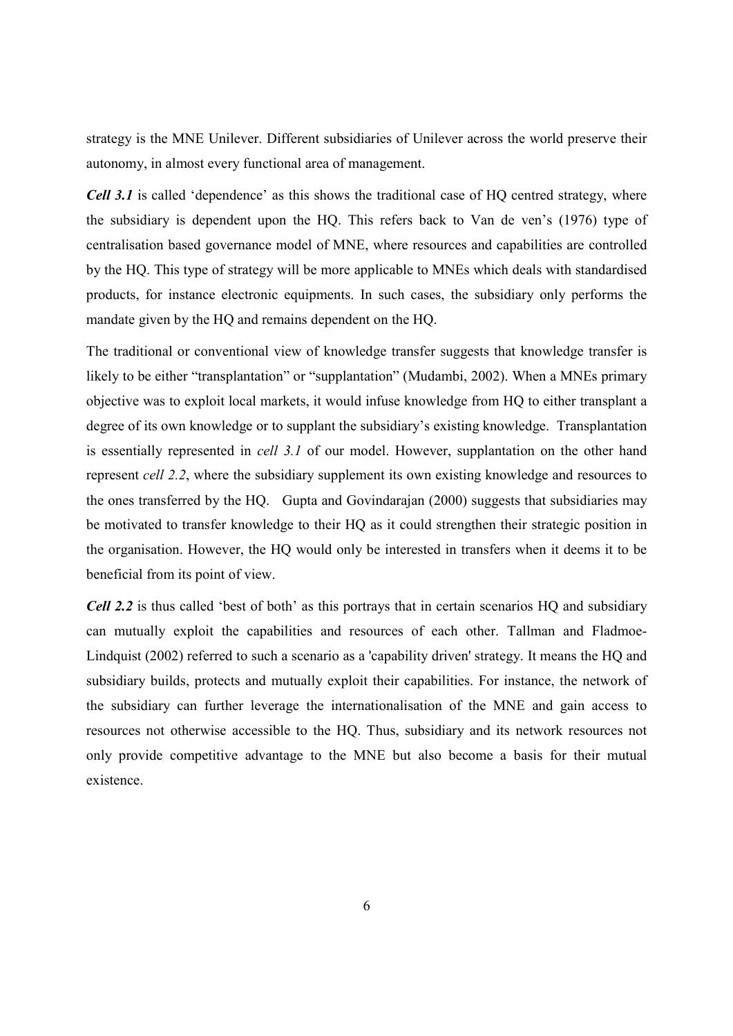strategy is the MNE Unilever. Different subsidiaries of Unilever across the world preserve their autonomy, in almost every functional area of management.

***Cell 3.1*** is called 'dependence' as this shows the traditional case of HQ centred strategy, where the subsidiary is dependent upon the HQ. This refers back to Van de ven's (1976) type of centralisation based governance model of MNE, where resources and capabilities are controlled by the HQ. This type of strategy will be more applicable to MNEs which deals with standardised products, for instance electronic equipments. In such cases, the subsidiary only performs the mandate given by the HQ and remains dependent on the HQ.

The traditional or conventional view of knowledge transfer suggests that knowledge transfer is likely to be either "transplantation" or "supplantation" (Mudambi, 2002). When a MNEs primary objective was to exploit local markets, it would infuse knowledge from HQ to either transplant a degree of its own knowledge or to supplant the subsidiary's existing knowledge. Transplantation is essentially represented in *cell 3.1* of our model. However, supplantation on the other hand represent *cell 2.2*, where the subsidiary supplement its own existing knowledge and resources to the ones transferred by the HQ. Gupta and Govindarajan (2000) suggests that subsidiaries may be motivated to transfer knowledge to their HQ as it could strengthen their strategic position in the organisation. However, the HQ would only be interested in transfers when it deems it to be beneficial from its point of view.

***Cell 2.2*** is thus called 'best of both' as this portrays that in certain scenarios HQ and subsidiary can mutually exploit the capabilities and resources of each other. Tallman and Fladmoe-Lindquist (2002) referred to such a scenario as a 'capability driven' strategy. It means the HQ and subsidiary builds, protects and mutually exploit their capabilities. For instance, the network of the subsidiary can further leverage the internationalisation of the MNE and gain access to resources not otherwise accessible to the HQ. Thus, subsidiary and its network resources not only provide competitive advantage to the MNE but also become a basis for their mutual existence.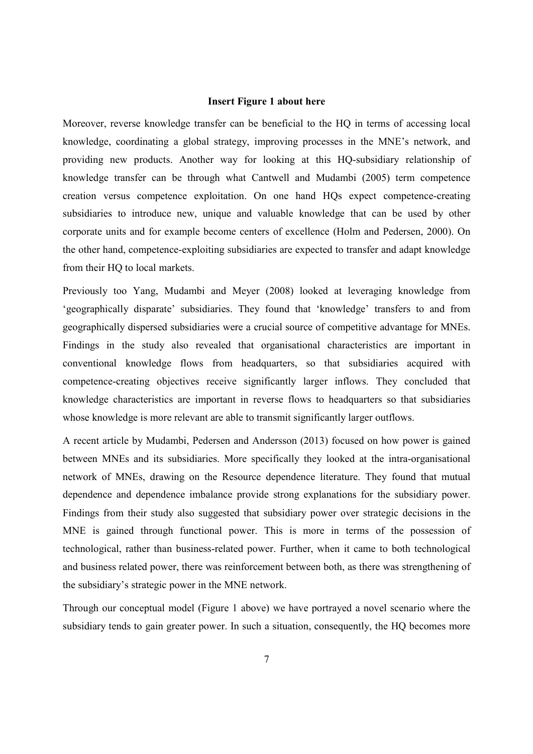**Insert Figure 1 about here**

Moreover, reverse knowledge transfer can be beneficial to the HQ in terms of accessing local knowledge, coordinating a global strategy, improving processes in the MNE's network, and providing new products. Another way for looking at this HQ-subsidiary relationship of knowledge transfer can be through what Cantwell and Mudambi (2005) term competence creation versus competence exploitation. On one hand HQs expect competence-creating subsidiaries to introduce new, unique and valuable knowledge that can be used by other corporate units and for example become centers of excellence (Holm and Pedersen, 2000). On the other hand, competence-exploiting subsidiaries are expected to transfer and adapt knowledge from their HQ to local markets.

Previously too Yang, Mudambi and Meyer (2008) looked at leveraging knowledge from 'geographically disparate' subsidiaries. They found that 'knowledge' transfers to and from geographically dispersed subsidiaries were a crucial source of competitive advantage for MNEs. Findings in the study also revealed that organisational characteristics are important in conventional knowledge flows from headquarters, so that subsidiaries acquired with competence-creating objectives receive significantly larger inflows. They concluded that knowledge characteristics are important in reverse flows to headquarters so that subsidiaries whose knowledge is more relevant are able to transmit significantly larger outflows.

A recent article by Mudambi, Pedersen and Andersson (2013) focused on how power is gained between MNEs and its subsidiaries. More specifically they looked at the intra-organisational network of MNEs, drawing on the Resource dependence literature. They found that mutual dependence and dependence imbalance provide strong explanations for the subsidiary power. Findings from their study also suggested that subsidiary power over strategic decisions in the MNE is gained through functional power. This is more in terms of the possession of technological, rather than business-related power. Further, when it came to both technological and business related power, there was reinforcement between both, as there was strengthening of the subsidiary's strategic power in the MNE network.

Through our conceptual model (Figure 1 above) we have portrayed a novel scenario where the subsidiary tends to gain greater power. In such a situation, consequently, the HQ becomes more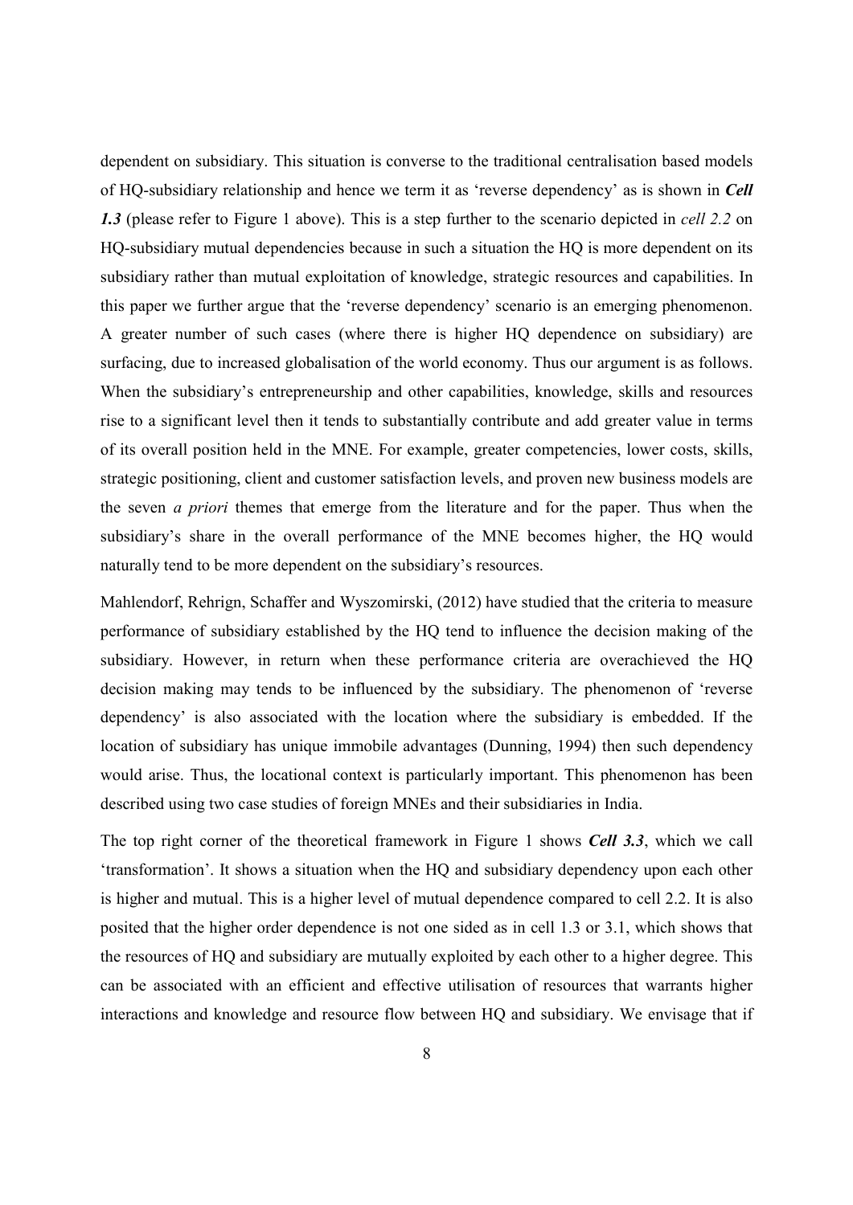dependent on subsidiary. This situation is converse to the traditional centralisation based models of HQ-subsidiary relationship and hence we term it as 'reverse dependency' as is shown in ***Cell 1.3*** (please refer to Figure 1 above). This is a step further to the scenario depicted in *cell 2.2* on HQ-subsidiary mutual dependencies because in such a situation the HQ is more dependent on its subsidiary rather than mutual exploitation of knowledge, strategic resources and capabilities. In this paper we further argue that the 'reverse dependency' scenario is an emerging phenomenon. A greater number of such cases (where there is higher HQ dependence on subsidiary) are surfacing, due to increased globalisation of the world economy. Thus our argument is as follows. When the subsidiary's entrepreneurship and other capabilities, knowledge, skills and resources rise to a significant level then it tends to substantially contribute and add greater value in terms of its overall position held in the MNE. For example, greater competencies, lower costs, skills, strategic positioning, client and customer satisfaction levels, and proven new business models are the seven *a priori* themes that emerge from the literature and for the paper. Thus when the subsidiary's share in the overall performance of the MNE becomes higher, the HQ would naturally tend to be more dependent on the subsidiary's resources.

Mahlendorf, Rehrign, Schaffer and Wyszomirski, (2012) have studied that the criteria to measure performance of subsidiary established by the HQ tend to influence the decision making of the subsidiary. However, in return when these performance criteria are overachieved the HQ decision making may tends to be influenced by the subsidiary. The phenomenon of 'reverse dependency' is also associated with the location where the subsidiary is embedded. If the location of subsidiary has unique immobile advantages (Dunning, 1994) then such dependency would arise. Thus, the locational context is particularly important. This phenomenon has been described using two case studies of foreign MNEs and their subsidiaries in India.

The top right corner of the theoretical framework in Figure 1 shows ***Cell 3.3***, which we call 'transformation'. It shows a situation when the HQ and subsidiary dependency upon each other is higher and mutual. This is a higher level of mutual dependence compared to cell 2.2. It is also posited that the higher order dependence is not one sided as in cell 1.3 or 3.1, which shows that the resources of HQ and subsidiary are mutually exploited by each other to a higher degree. This can be associated with an efficient and effective utilisation of resources that warrants higher interactions and knowledge and resource flow between HQ and subsidiary. We envisage that if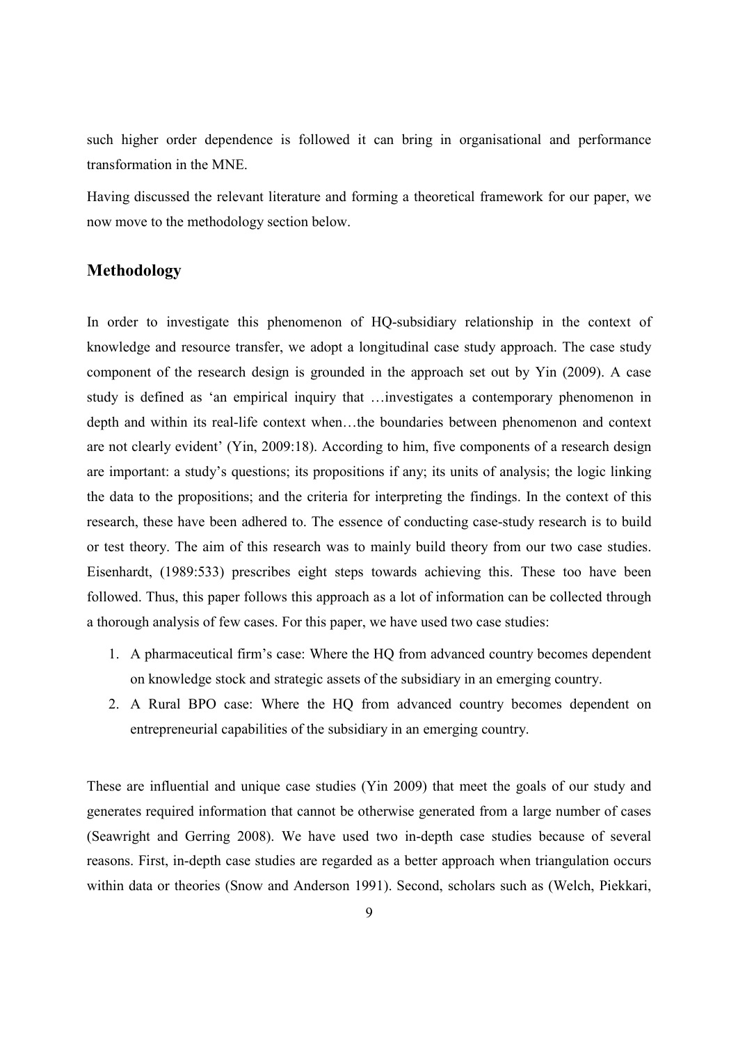such higher order dependence is followed it can bring in organisational and performance transformation in the MNE.

Having discussed the relevant literature and forming a theoretical framework for our paper, we now move to the methodology section below.

## Methodology

In order to investigate this phenomenon of HQ-subsidiary relationship in the context of knowledge and resource transfer, we adopt a longitudinal case study approach. The case study component of the research design is grounded in the approach set out by Yin (2009). A case study is defined as 'an empirical inquiry that …investigates a contemporary phenomenon in depth and within its real-life context when…the boundaries between phenomenon and context are not clearly evident' (Yin, 2009:18). According to him, five components of a research design are important: a study's questions; its propositions if any; its units of analysis; the logic linking the data to the propositions; and the criteria for interpreting the findings. In the context of this research, these have been adhered to. The essence of conducting case-study research is to build or test theory. The aim of this research was to mainly build theory from our two case studies. Eisenhardt, (1989:533) prescribes eight steps towards achieving this. These too have been followed. Thus, this paper follows this approach as a lot of information can be collected through a thorough analysis of few cases. For this paper, we have used two case studies:

1. A pharmaceutical firm's case: Where the HQ from advanced country becomes dependent on knowledge stock and strategic assets of the subsidiary in an emerging country.
2. A Rural BPO case: Where the HQ from advanced country becomes dependent on entrepreneurial capabilities of the subsidiary in an emerging country.

These are influential and unique case studies (Yin 2009) that meet the goals of our study and generates required information that cannot be otherwise generated from a large number of cases (Seawright and Gerring 2008). We have used two in-depth case studies because of several reasons. First, in-depth case studies are regarded as a better approach when triangulation occurs within data or theories (Snow and Anderson 1991). Second, scholars such as (Welch, Piekkari,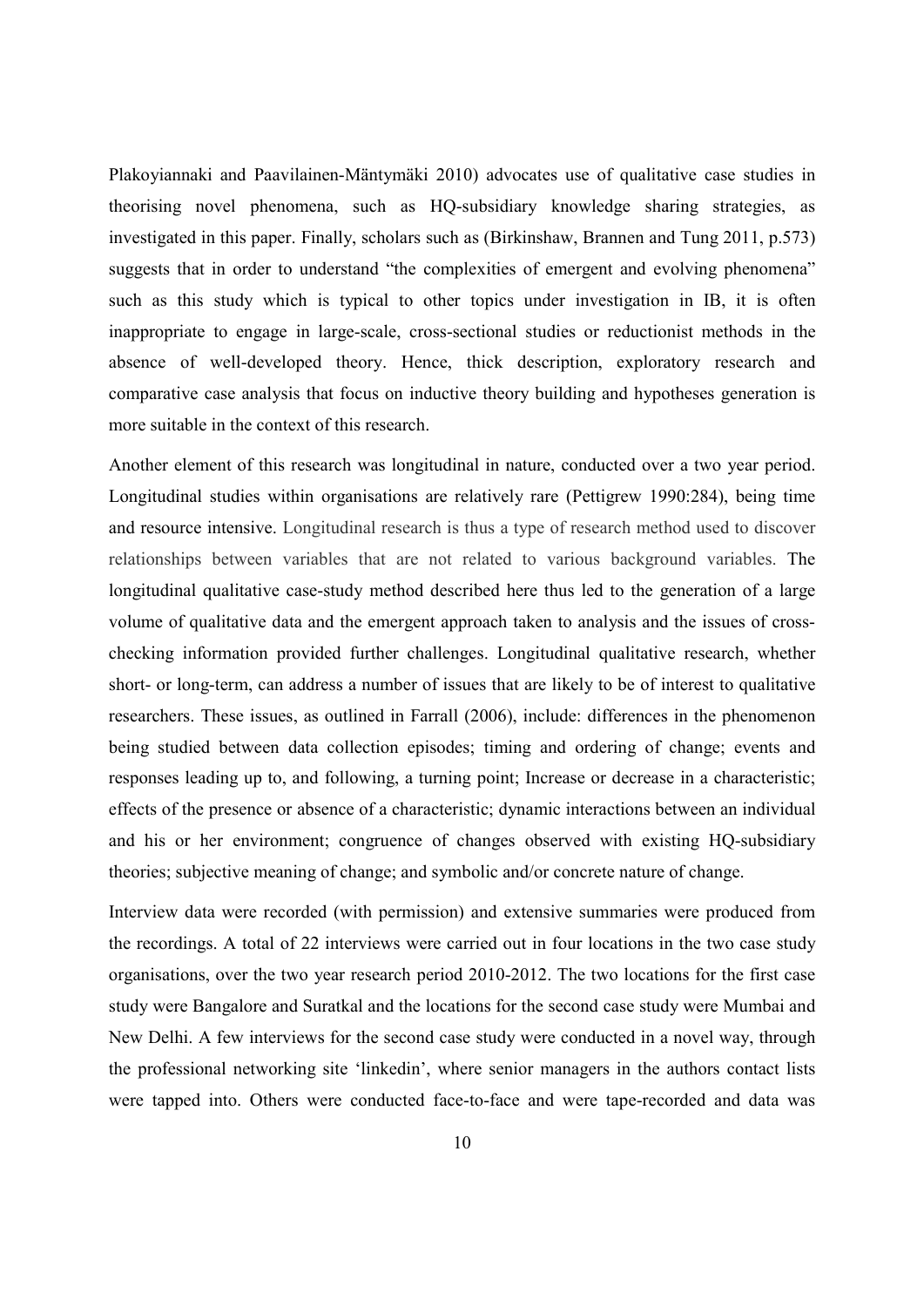Plakoyiannaki and Paavilainen-Mäntymäki 2010) advocates use of qualitative case studies in theorising novel phenomena, such as HQ-subsidiary knowledge sharing strategies, as investigated in this paper. Finally, scholars such as (Birkinshaw, Brannen and Tung 2011, p.573) suggests that in order to understand "the complexities of emergent and evolving phenomena" such as this study which is typical to other topics under investigation in IB, it is often inappropriate to engage in large-scale, cross-sectional studies or reductionist methods in the absence of well-developed theory. Hence, thick description, exploratory research and comparative case analysis that focus on inductive theory building and hypotheses generation is more suitable in the context of this research.

Another element of this research was longitudinal in nature, conducted over a two year period. Longitudinal studies within organisations are relatively rare (Pettigrew 1990:284), being time and resource intensive. Longitudinal research is thus a type of research method used to discover relationships between variables that are not related to various background variables. The longitudinal qualitative case-study method described here thus led to the generation of a large volume of qualitative data and the emergent approach taken to analysis and the issues of cross-checking information provided further challenges. Longitudinal qualitative research, whether short- or long-term, can address a number of issues that are likely to be of interest to qualitative researchers. These issues, as outlined in Farrall (2006), include: differences in the phenomenon being studied between data collection episodes; timing and ordering of change; events and responses leading up to, and following, a turning point; Increase or decrease in a characteristic; effects of the presence or absence of a characteristic; dynamic interactions between an individual and his or her environment; congruence of changes observed with existing HQ-subsidiary theories; subjective meaning of change; and symbolic and/or concrete nature of change.

Interview data were recorded (with permission) and extensive summaries were produced from the recordings. A total of 22 interviews were carried out in four locations in the two case study organisations, over the two year research period 2010-2012. The two locations for the first case study were Bangalore and Suratkal and the locations for the second case study were Mumbai and New Delhi. A few interviews for the second case study were conducted in a novel way, through the professional networking site 'linkedin', where senior managers in the authors contact lists were tapped into. Others were conducted face-to-face and were tape-recorded and data was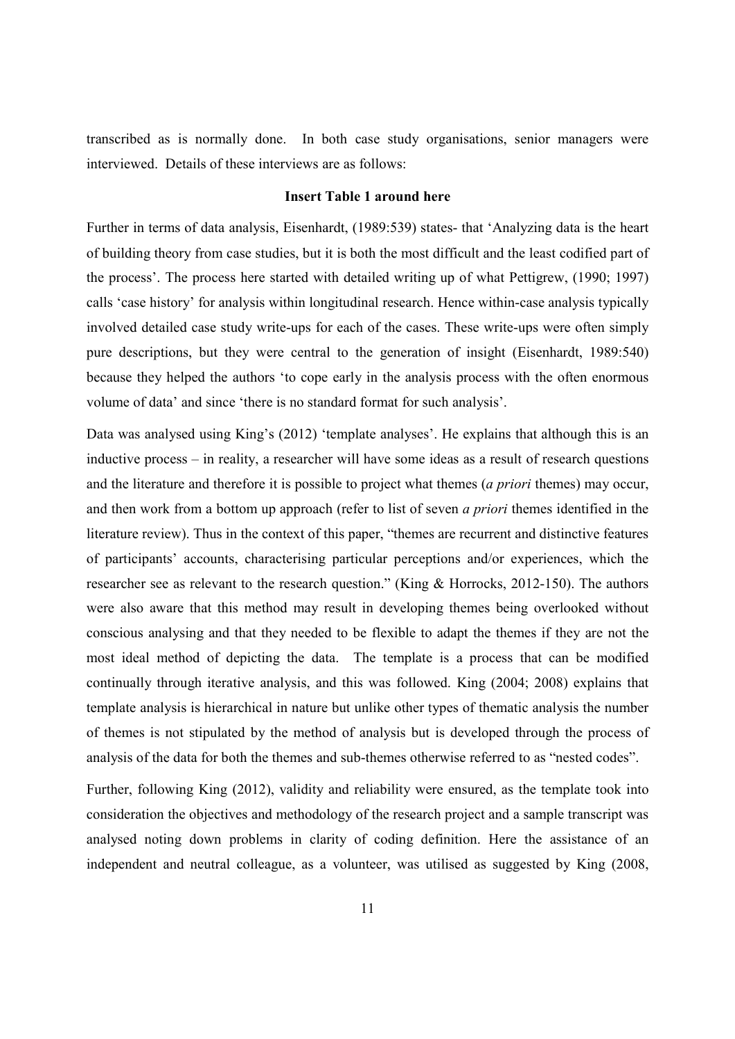transcribed as is normally done. In both case study organisations, senior managers were interviewed. Details of these interviews are as follows:

**Insert Table 1 around here**

Further in terms of data analysis, Eisenhardt, (1989:539) states- that 'Analyzing data is the heart of building theory from case studies, but it is both the most difficult and the least codified part of the process'. The process here started with detailed writing up of what Pettigrew, (1990; 1997) calls 'case history' for analysis within longitudinal research. Hence within-case analysis typically involved detailed case study write-ups for each of the cases. These write-ups were often simply pure descriptions, but they were central to the generation of insight (Eisenhardt, 1989:540) because they helped the authors 'to cope early in the analysis process with the often enormous volume of data' and since 'there is no standard format for such analysis'.

Data was analysed using King's (2012) 'template analyses'. He explains that although this is an inductive process – in reality, a researcher will have some ideas as a result of research questions and the literature and therefore it is possible to project what themes (*a priori* themes) may occur, and then work from a bottom up approach (refer to list of seven *a priori* themes identified in the literature review). Thus in the context of this paper, "themes are recurrent and distinctive features of participants' accounts, characterising particular perceptions and/or experiences, which the researcher see as relevant to the research question." (King & Horrocks, 2012-150). The authors were also aware that this method may result in developing themes being overlooked without conscious analysing and that they needed to be flexible to adapt the themes if they are not the most ideal method of depicting the data. The template is a process that can be modified continually through iterative analysis, and this was followed. King (2004; 2008) explains that template analysis is hierarchical in nature but unlike other types of thematic analysis the number of themes is not stipulated by the method of analysis but is developed through the process of analysis of the data for both the themes and sub-themes otherwise referred to as "nested codes".

Further, following King (2012), validity and reliability were ensured, as the template took into consideration the objectives and methodology of the research project and a sample transcript was analysed noting down problems in clarity of coding definition. Here the assistance of an independent and neutral colleague, as a volunteer, was utilised as suggested by King (2008,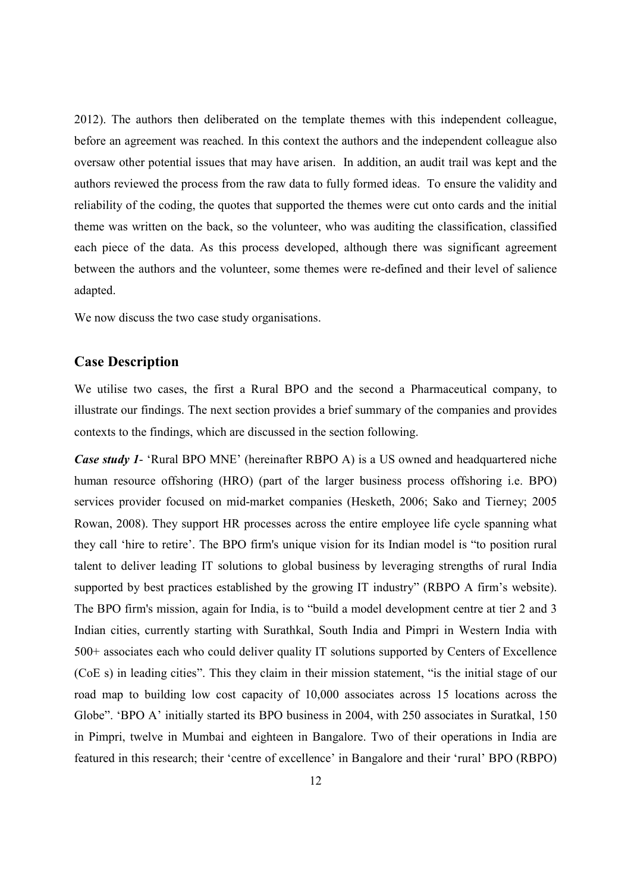2012). The authors then deliberated on the template themes with this independent colleague, before an agreement was reached. In this context the authors and the independent colleague also oversaw other potential issues that may have arisen. In addition, an audit trail was kept and the authors reviewed the process from the raw data to fully formed ideas. To ensure the validity and reliability of the coding, the quotes that supported the themes were cut onto cards and the initial theme was written on the back, so the volunteer, who was auditing the classification, classified each piece of the data. As this process developed, although there was significant agreement between the authors and the volunteer, some themes were re-defined and their level of salience adapted.

We now discuss the two case study organisations.

## Case Description

We utilise two cases, the first a Rural BPO and the second a Pharmaceutical company, to illustrate our findings. The next section provides a brief summary of the companies and provides contexts to the findings, which are discussed in the section following.

***Case study 1***- 'Rural BPO MNE' (hereinafter RBPO A) is a US owned and headquartered niche human resource offshoring (HRO) (part of the larger business process offshoring i.e. BPO) services provider focused on mid-market companies (Hesketh, 2006; Sako and Tierney; 2005 Rowan, 2008). They support HR processes across the entire employee life cycle spanning what they call 'hire to retire'. The BPO firm's unique vision for its Indian model is "to position rural talent to deliver leading IT solutions to global business by leveraging strengths of rural India supported by best practices established by the growing IT industry" (RBPO A firm's website). The BPO firm's mission, again for India, is to "build a model development centre at tier 2 and 3 Indian cities, currently starting with Surathkal, South India and Pimpri in Western India with 500+ associates each who could deliver quality IT solutions supported by Centers of Excellence (CoE s) in leading cities". This they claim in their mission statement, "is the initial stage of our road map to building low cost capacity of 10,000 associates across 15 locations across the Globe". 'BPO A' initially started its BPO business in 2004, with 250 associates in Suratkal, 150 in Pimpri, twelve in Mumbai and eighteen in Bangalore. Two of their operations in India are featured in this research; their 'centre of excellence' in Bangalore and their 'rural' BPO (RBPO)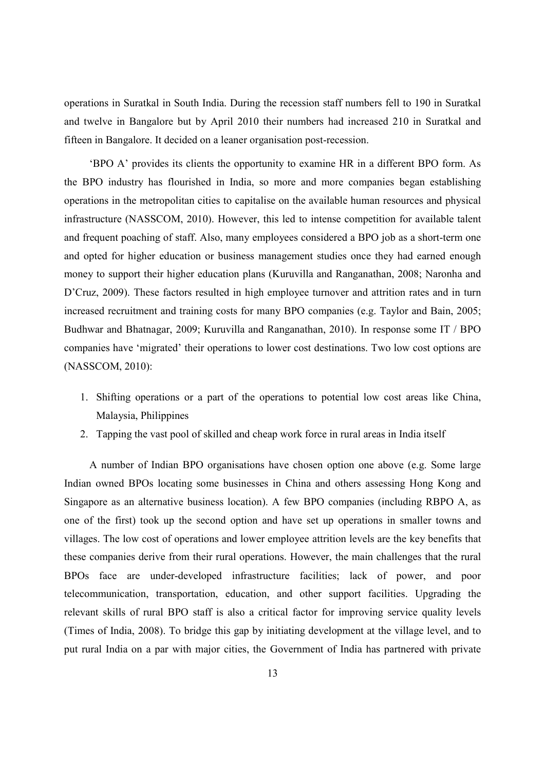operations in Suratkal in South India. During the recession staff numbers fell to 190 in Suratkal and twelve in Bangalore but by April 2010 their numbers had increased 210 in Suratkal and fifteen in Bangalore. It decided on a leaner organisation post-recession.

'BPO A' provides its clients the opportunity to examine HR in a different BPO form. As the BPO industry has flourished in India, so more and more companies began establishing operations in the metropolitan cities to capitalise on the available human resources and physical infrastructure (NASSCOM, 2010). However, this led to intense competition for available talent and frequent poaching of staff. Also, many employees considered a BPO job as a short-term one and opted for higher education or business management studies once they had earned enough money to support their higher education plans (Kuruvilla and Ranganathan, 2008; Naronha and D'Cruz, 2009). These factors resulted in high employee turnover and attrition rates and in turn increased recruitment and training costs for many BPO companies (e.g. Taylor and Bain, 2005; Budhwar and Bhatnagar, 2009; Kuruvilla and Ranganathan, 2010). In response some IT / BPO companies have 'migrated' their operations to lower cost destinations. Two low cost options are (NASSCOM, 2010):

1. Shifting operations or a part of the operations to potential low cost areas like China, Malaysia, Philippines
2. Tapping the vast pool of skilled and cheap work force in rural areas in India itself

A number of Indian BPO organisations have chosen option one above (e.g. Some large Indian owned BPOs locating some businesses in China and others assessing Hong Kong and Singapore as an alternative business location). A few BPO companies (including RBPO A, as one of the first) took up the second option and have set up operations in smaller towns and villages. The low cost of operations and lower employee attrition levels are the key benefits that these companies derive from their rural operations. However, the main challenges that the rural BPOs face are under-developed infrastructure facilities; lack of power, and poor telecommunication, transportation, education, and other support facilities. Upgrading the relevant skills of rural BPO staff is also a critical factor for improving service quality levels (Times of India, 2008). To bridge this gap by initiating development at the village level, and to put rural India on a par with major cities, the Government of India has partnered with private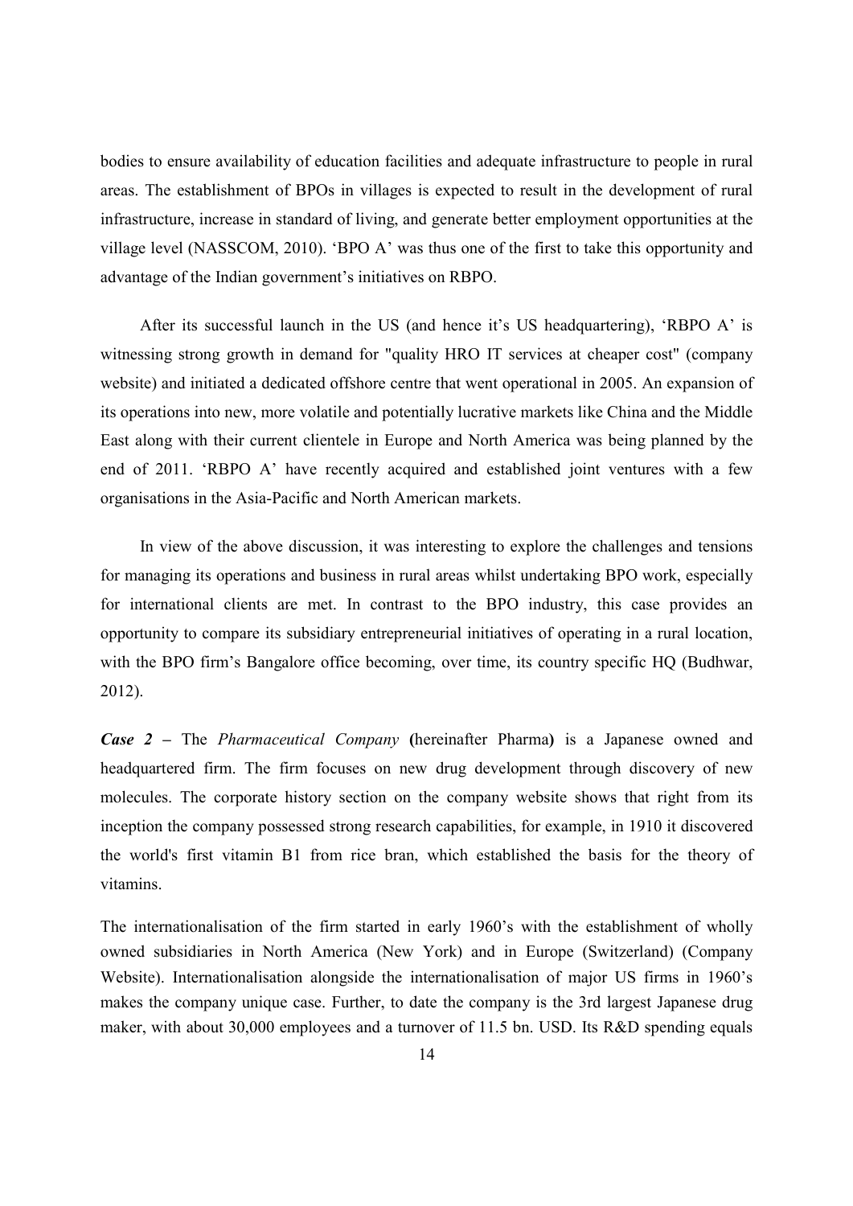bodies to ensure availability of education facilities and adequate infrastructure to people in rural areas. The establishment of BPOs in villages is expected to result in the development of rural infrastructure, increase in standard of living, and generate better employment opportunities at the village level (NASSCOM, 2010). 'BPO A' was thus one of the first to take this opportunity and advantage of the Indian government's initiatives on RBPO.

After its successful launch in the US (and hence it's US headquartering), 'RBPO A' is witnessing strong growth in demand for "quality HRO IT services at cheaper cost" (company website) and initiated a dedicated offshore centre that went operational in 2005. An expansion of its operations into new, more volatile and potentially lucrative markets like China and the Middle East along with their current clientele in Europe and North America was being planned by the end of 2011. 'RBPO A' have recently acquired and established joint ventures with a few organisations in the Asia-Pacific and North American markets.

In view of the above discussion, it was interesting to explore the challenges and tensions for managing its operations and business in rural areas whilst undertaking BPO work, especially for international clients are met. In contrast to the BPO industry, this case provides an opportunity to compare its subsidiary entrepreneurial initiatives of operating in a rural location, with the BPO firm's Bangalore office becoming, over time, its country specific HQ (Budhwar, 2012).

***Case 2 –*** The *Pharmaceutical Company* **(**hereinafter Pharma**)** is a Japanese owned and headquartered firm. The firm focuses on new drug development through discovery of new molecules. The corporate history section on the company website shows that right from its inception the company possessed strong research capabilities, for example, in 1910 it discovered the world's first vitamin B1 from rice bran, which established the basis for the theory of vitamins.

The internationalisation of the firm started in early 1960's with the establishment of wholly owned subsidiaries in North America (New York) and in Europe (Switzerland) (Company Website). Internationalisation alongside the internationalisation of major US firms in 1960's makes the company unique case. Further, to date the company is the 3rd largest Japanese drug maker, with about 30,000 employees and a turnover of 11.5 bn. USD. Its R&D spending equals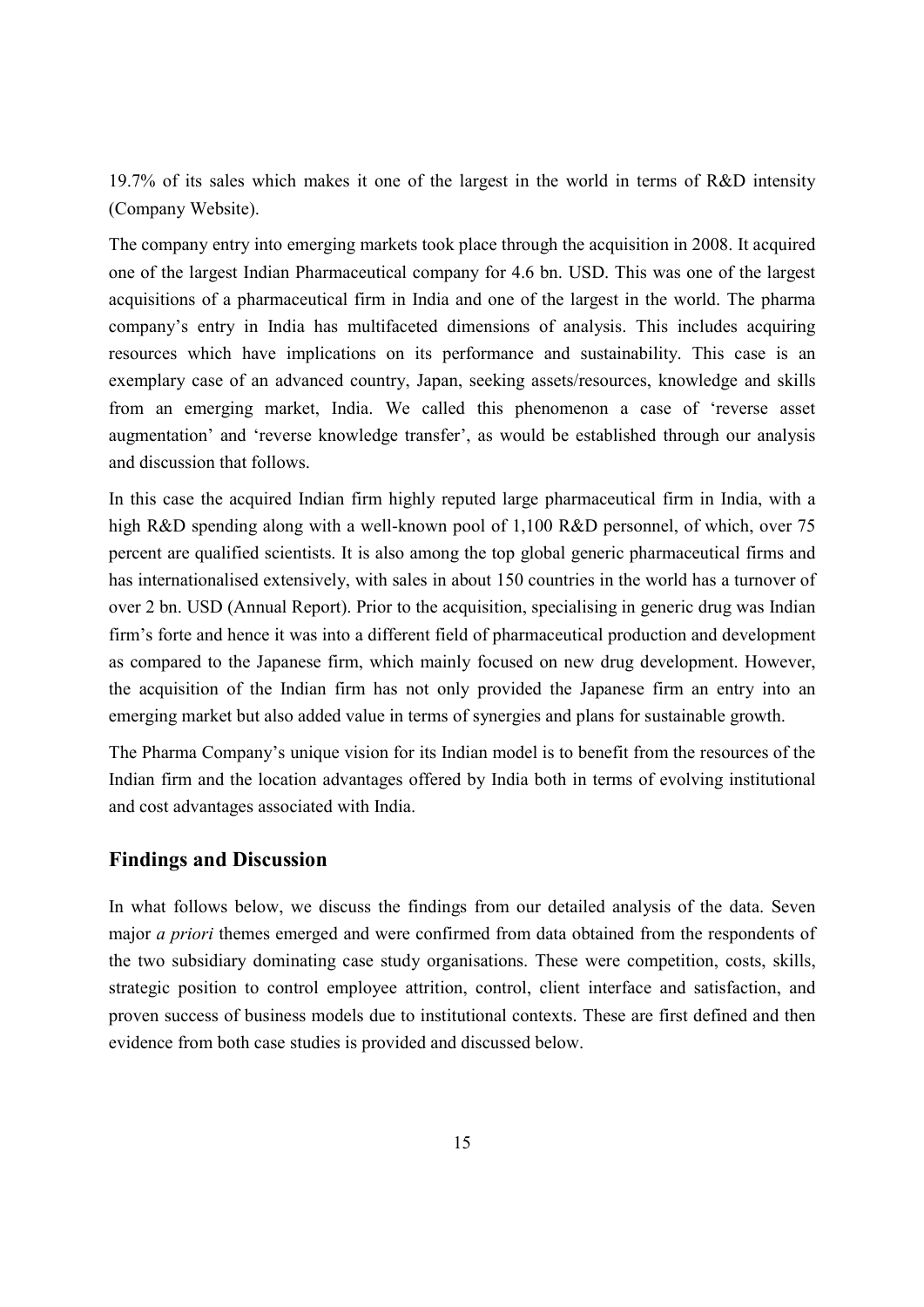19.7% of its sales which makes it one of the largest in the world in terms of R&D intensity (Company Website).

The company entry into emerging markets took place through the acquisition in 2008. It acquired one of the largest Indian Pharmaceutical company for 4.6 bn. USD. This was one of the largest acquisitions of a pharmaceutical firm in India and one of the largest in the world. The pharma company's entry in India has multifaceted dimensions of analysis. This includes acquiring resources which have implications on its performance and sustainability. This case is an exemplary case of an advanced country, Japan, seeking assets/resources, knowledge and skills from an emerging market, India. We called this phenomenon a case of 'reverse asset augmentation' and 'reverse knowledge transfer', as would be established through our analysis and discussion that follows.

In this case the acquired Indian firm highly reputed large pharmaceutical firm in India, with a high R&D spending along with a well-known pool of 1,100 R&D personnel, of which, over 75 percent are qualified scientists. It is also among the top global generic pharmaceutical firms and has internationalised extensively, with sales in about 150 countries in the world has a turnover of over 2 bn. USD (Annual Report). Prior to the acquisition, specialising in generic drug was Indian firm's forte and hence it was into a different field of pharmaceutical production and development as compared to the Japanese firm, which mainly focused on new drug development. However, the acquisition of the Indian firm has not only provided the Japanese firm an entry into an emerging market but also added value in terms of synergies and plans for sustainable growth.

The Pharma Company's unique vision for its Indian model is to benefit from the resources of the Indian firm and the location advantages offered by India both in terms of evolving institutional and cost advantages associated with India.

## Findings and Discussion

In what follows below, we discuss the findings from our detailed analysis of the data. Seven major *a priori* themes emerged and were confirmed from data obtained from the respondents of the two subsidiary dominating case study organisations. These were competition, costs, skills, strategic position to control employee attrition, control, client interface and satisfaction, and proven success of business models due to institutional contexts. These are first defined and then evidence from both case studies is provided and discussed below.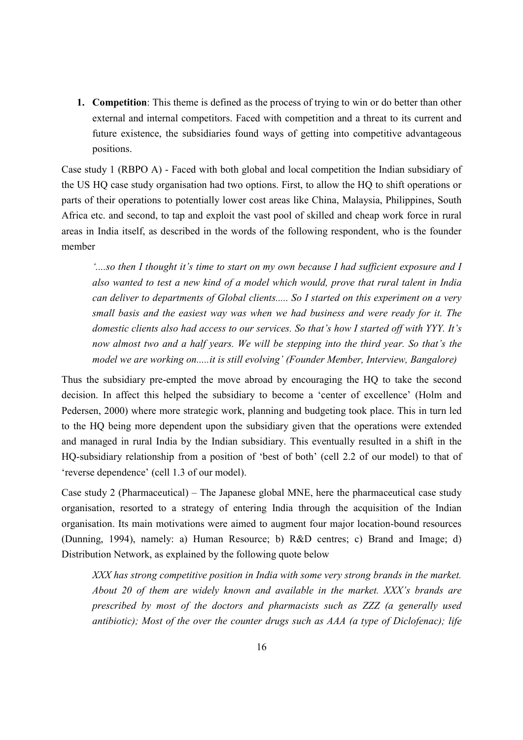1. **Competition**: This theme is defined as the process of trying to win or do better than other external and internal competitors. Faced with competition and a threat to its current and future existence, the subsidiaries found ways of getting into competitive advantageous positions.

Case study 1 (RBPO A) - Faced with both global and local competition the Indian subsidiary of the US HQ case study organisation had two options. First, to allow the HQ to shift operations or parts of their operations to potentially lower cost areas like China, Malaysia, Philippines, South Africa etc. and second, to tap and exploit the vast pool of skilled and cheap work force in rural areas in India itself, as described in the words of the following respondent, who is the founder member

> *'....so then I thought it's time to start on my own because I had sufficient exposure and I also wanted to test a new kind of a model which would, prove that rural talent in India can deliver to departments of Global clients..... So I started on this experiment on a very small basis and the easiest way was when we had business and were ready for it. The domestic clients also had access to our services. So that's how I started off with YYY. It's now almost two and a half years. We will be stepping into the third year. So that's the model we are working on.....it is still evolving' (Founder Member, Interview, Bangalore)*

Thus the subsidiary pre-empted the move abroad by encouraging the HQ to take the second decision. In affect this helped the subsidiary to become a 'center of excellence' (Holm and Pedersen, 2000) where more strategic work, planning and budgeting took place. This in turn led to the HQ being more dependent upon the subsidiary given that the operations were extended and managed in rural India by the Indian subsidiary. This eventually resulted in a shift in the HQ-subsidiary relationship from a position of 'best of both' (cell 2.2 of our model) to that of 'reverse dependence' (cell 1.3 of our model).

Case study 2 (Pharmaceutical) – The Japanese global MNE, here the pharmaceutical case study organisation, resorted to a strategy of entering India through the acquisition of the Indian organisation. Its main motivations were aimed to augment four major location-bound resources (Dunning, 1994), namely: a) Human Resource; b) R&D centres; c) Brand and Image; d) Distribution Network, as explained by the following quote below

> *XXX has strong competitive position in India with some very strong brands in the market. About 20 of them are widely known and available in the market. XXX's brands are prescribed by most of the doctors and pharmacists such as ZZZ (a generally used antibiotic); Most of the over the counter drugs such as AAA (a type of Diclofenac); life*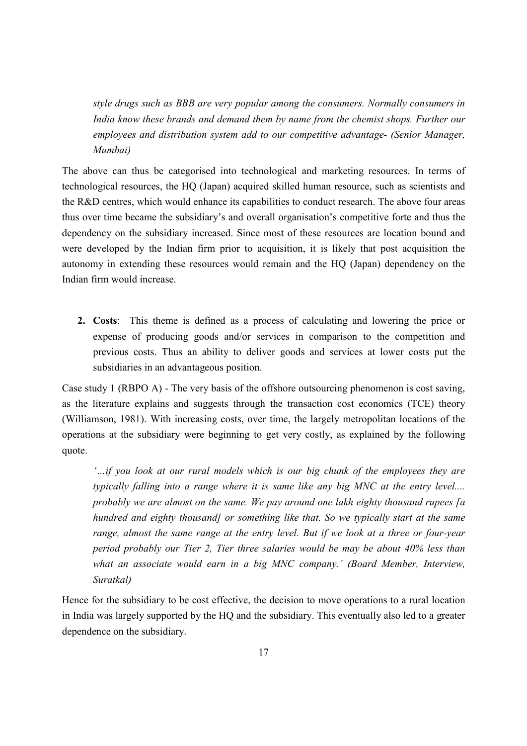*style drugs such as BBB are very popular among the consumers. Normally consumers in India know these brands and demand them by name from the chemist shops. Further our employees and distribution system add to our competitive advantage- (Senior Manager, Mumbai)*

The above can thus be categorised into technological and marketing resources. In terms of technological resources, the HQ (Japan) acquired skilled human resource, such as scientists and the R&D centres, which would enhance its capabilities to conduct research. The above four areas thus over time became the subsidiary's and overall organisation's competitive forte and thus the dependency on the subsidiary increased. Since most of these resources are location bound and were developed by the Indian firm prior to acquisition, it is likely that post acquisition the autonomy in extending these resources would remain and the HQ (Japan) dependency on the Indian firm would increase.

2. **Costs**: This theme is defined as a process of calculating and lowering the price or expense of producing goods and/or services in comparison to the competition and previous costs. Thus an ability to deliver goods and services at lower costs put the subsidiaries in an advantageous position.

Case study 1 (RBPO A) - The very basis of the offshore outsourcing phenomenon is cost saving, as the literature explains and suggests through the transaction cost economics (TCE) theory (Williamson, 1981). With increasing costs, over time, the largely metropolitan locations of the operations at the subsidiary were beginning to get very costly, as explained by the following quote.

*'…if you look at our rural models which is our big chunk of the employees they are typically falling into a range where it is same like any big MNC at the entry level.... probably we are almost on the same. We pay around one lakh eighty thousand rupees [a hundred and eighty thousand] or something like that. So we typically start at the same range, almost the same range at the entry level. But if we look at a three or four-year period probably our Tier 2, Tier three salaries would be may be about 40% less than what an associate would earn in a big MNC company.' (Board Member, Interview, Suratkal)*

Hence for the subsidiary to be cost effective, the decision to move operations to a rural location in India was largely supported by the HQ and the subsidiary. This eventually also led to a greater dependence on the subsidiary.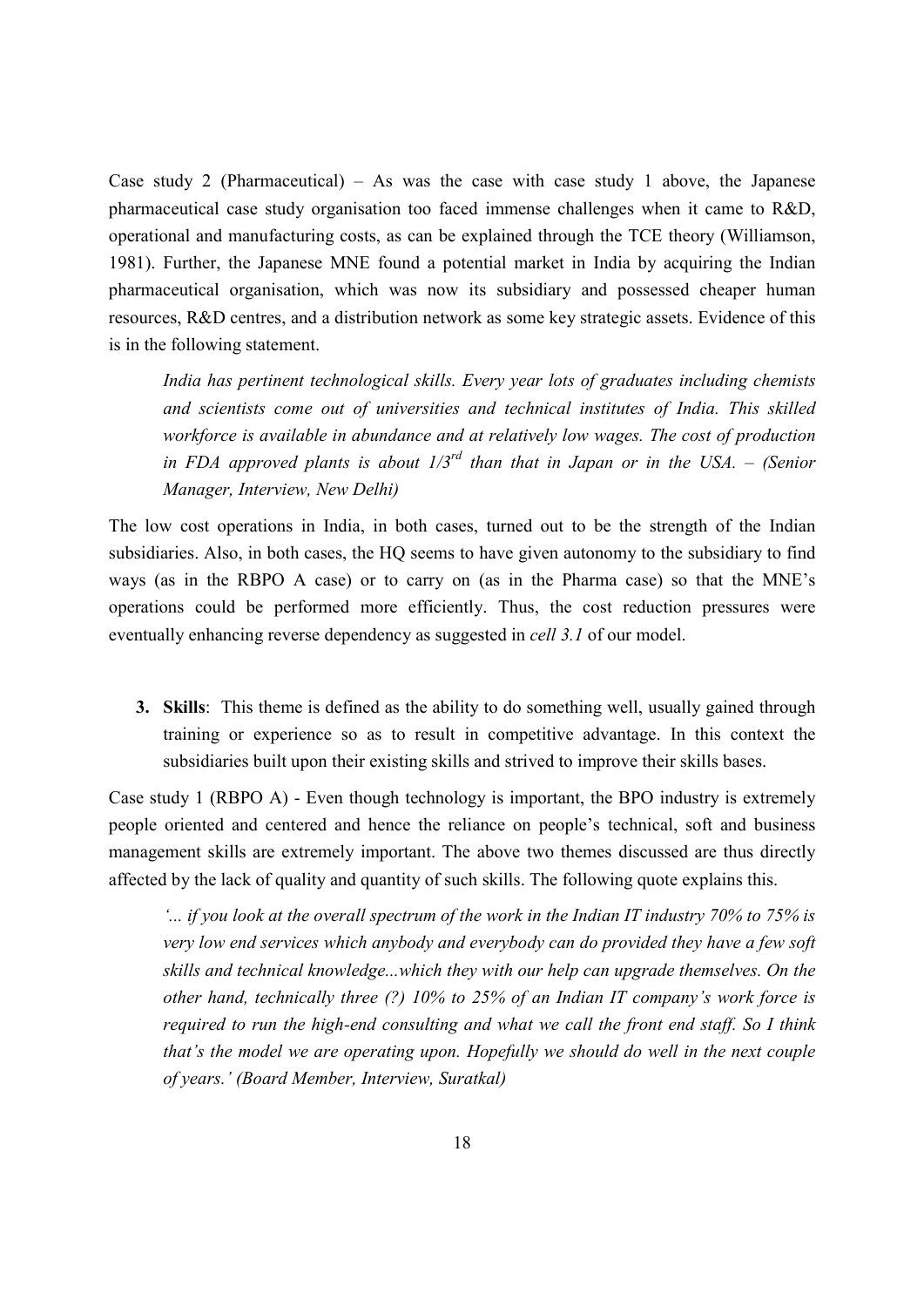Case study 2 (Pharmaceutical) – As was the case with case study 1 above, the Japanese pharmaceutical case study organisation too faced immense challenges when it came to R&D, operational and manufacturing costs, as can be explained through the TCE theory (Williamson, 1981). Further, the Japanese MNE found a potential market in India by acquiring the Indian pharmaceutical organisation, which was now its subsidiary and possessed cheaper human resources, R&D centres, and a distribution network as some key strategic assets. Evidence of this is in the following statement.

> *India has pertinent technological skills. Every year lots of graduates including chemists and scientists come out of universities and technical institutes of India. This skilled workforce is available in abundance and at relatively low wages. The cost of production in FDA approved plants is about 1/3rd than that in Japan or in the USA. – (Senior Manager, Interview, New Delhi)*

The low cost operations in India, in both cases, turned out to be the strength of the Indian subsidiaries. Also, in both cases, the HQ seems to have given autonomy to the subsidiary to find ways (as in the RBPO A case) or to carry on (as in the Pharma case) so that the MNE's operations could be performed more efficiently. Thus, the cost reduction pressures were eventually enhancing reverse dependency as suggested in *cell 3.1* of our model.

3. **Skills**: This theme is defined as the ability to do something well, usually gained through training or experience so as to result in competitive advantage. In this context the subsidiaries built upon their existing skills and strived to improve their skills bases.

Case study 1 (RBPO A) - Even though technology is important, the BPO industry is extremely people oriented and centered and hence the reliance on people's technical, soft and business management skills are extremely important. The above two themes discussed are thus directly affected by the lack of quality and quantity of such skills. The following quote explains this.

> *'... if you look at the overall spectrum of the work in the Indian IT industry 70% to 75% is very low end services which anybody and everybody can do provided they have a few soft skills and technical knowledge...which they with our help can upgrade themselves. On the other hand, technically three (?) 10% to 25% of an Indian IT company's work force is required to run the high-end consulting and what we call the front end staff. So I think that's the model we are operating upon. Hopefully we should do well in the next couple of years.' (Board Member, Interview, Suratkal)*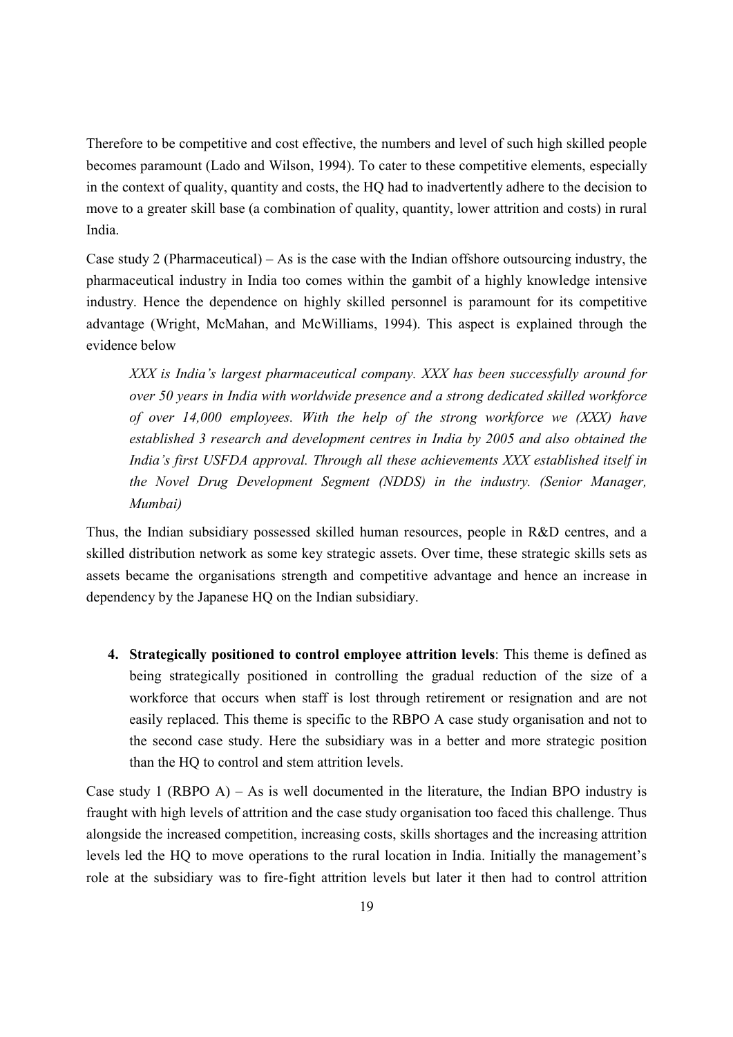Therefore to be competitive and cost effective, the numbers and level of such high skilled people becomes paramount (Lado and Wilson, 1994). To cater to these competitive elements, especially in the context of quality, quantity and costs, the HQ had to inadvertently adhere to the decision to move to a greater skill base (a combination of quality, quantity, lower attrition and costs) in rural India.

Case study 2 (Pharmaceutical) – As is the case with the Indian offshore outsourcing industry, the pharmaceutical industry in India too comes within the gambit of a highly knowledge intensive industry. Hence the dependence on highly skilled personnel is paramount for its competitive advantage (Wright, McMahan, and McWilliams, 1994). This aspect is explained through the evidence below

> *XXX is India's largest pharmaceutical company. XXX has been successfully around for over 50 years in India with worldwide presence and a strong dedicated skilled workforce of over 14,000 employees. With the help of the strong workforce we (XXX) have established 3 research and development centres in India by 2005 and also obtained the India's first USFDA approval. Through all these achievements XXX established itself in the Novel Drug Development Segment (NDDS) in the industry. (Senior Manager, Mumbai)*

Thus, the Indian subsidiary possessed skilled human resources, people in R&D centres, and a skilled distribution network as some key strategic assets. Over time, these strategic skills sets as assets became the organisations strength and competitive advantage and hence an increase in dependency by the Japanese HQ on the Indian subsidiary.

4. **Strategically positioned to control employee attrition levels**: This theme is defined as being strategically positioned in controlling the gradual reduction of the size of a workforce that occurs when staff is lost through retirement or resignation and are not easily replaced. This theme is specific to the RBPO A case study organisation and not to the second case study. Here the subsidiary was in a better and more strategic position than the HQ to control and stem attrition levels.

Case study 1 (RBPO A) – As is well documented in the literature, the Indian BPO industry is fraught with high levels of attrition and the case study organisation too faced this challenge. Thus alongside the increased competition, increasing costs, skills shortages and the increasing attrition levels led the HQ to move operations to the rural location in India. Initially the management's role at the subsidiary was to fire-fight attrition levels but later it then had to control attrition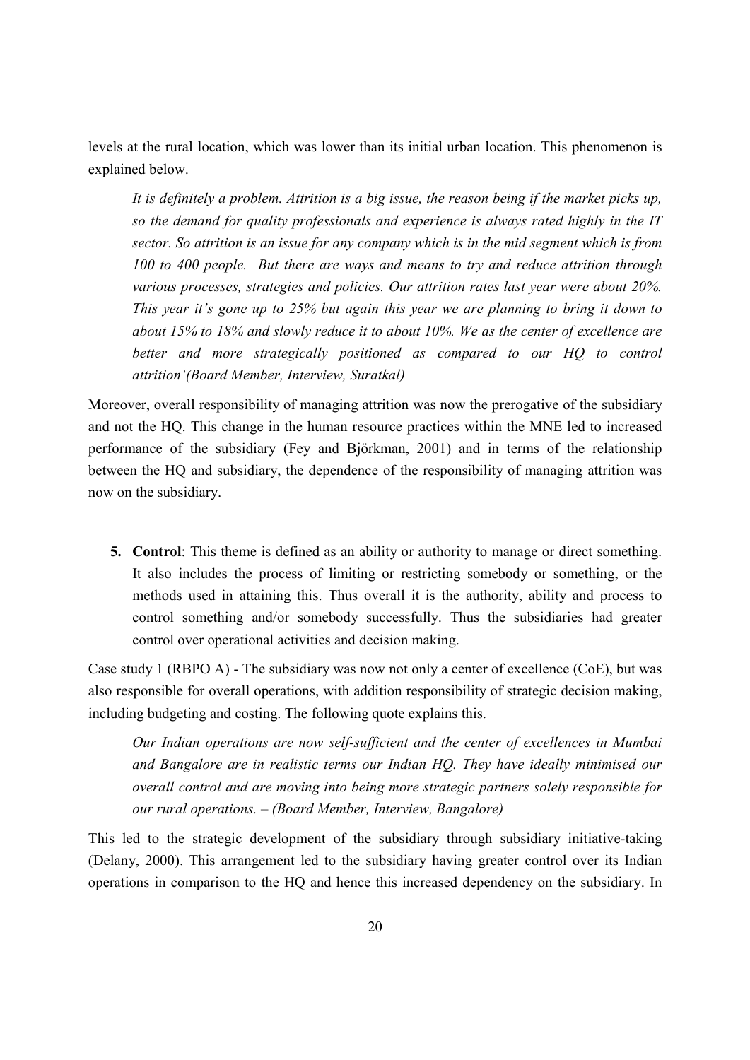levels at the rural location, which was lower than its initial urban location. This phenomenon is explained below.

> *It is definitely a problem. Attrition is a big issue, the reason being if the market picks up, so the demand for quality professionals and experience is always rated highly in the IT sector. So attrition is an issue for any company which is in the mid segment which is from 100 to 400 people. But there are ways and means to try and reduce attrition through various processes, strategies and policies. Our attrition rates last year were about 20%. This year it's gone up to 25% but again this year we are planning to bring it down to about 15% to 18% and slowly reduce it to about 10%. We as the center of excellence are better and more strategically positioned as compared to our HQ to control attrition'(Board Member, Interview, Suratkal)*

Moreover, overall responsibility of managing attrition was now the prerogative of the subsidiary and not the HQ. This change in the human resource practices within the MNE led to increased performance of the subsidiary (Fey and Björkman, 2001) and in terms of the relationship between the HQ and subsidiary, the dependence of the responsibility of managing attrition was now on the subsidiary.

5. **Control**: This theme is defined as an ability or authority to manage or direct something. It also includes the process of limiting or restricting somebody or something, or the methods used in attaining this. Thus overall it is the authority, ability and process to control something and/or somebody successfully. Thus the subsidiaries had greater control over operational activities and decision making.

Case study 1 (RBPO A) - The subsidiary was now not only a center of excellence (CoE), but was also responsible for overall operations, with addition responsibility of strategic decision making, including budgeting and costing. The following quote explains this.

> *Our Indian operations are now self-sufficient and the center of excellences in Mumbai and Bangalore are in realistic terms our Indian HQ. They have ideally minimised our overall control and are moving into being more strategic partners solely responsible for our rural operations. – (Board Member, Interview, Bangalore)*

This led to the strategic development of the subsidiary through subsidiary initiative-taking (Delany, 2000). This arrangement led to the subsidiary having greater control over its Indian operations in comparison to the HQ and hence this increased dependency on the subsidiary. In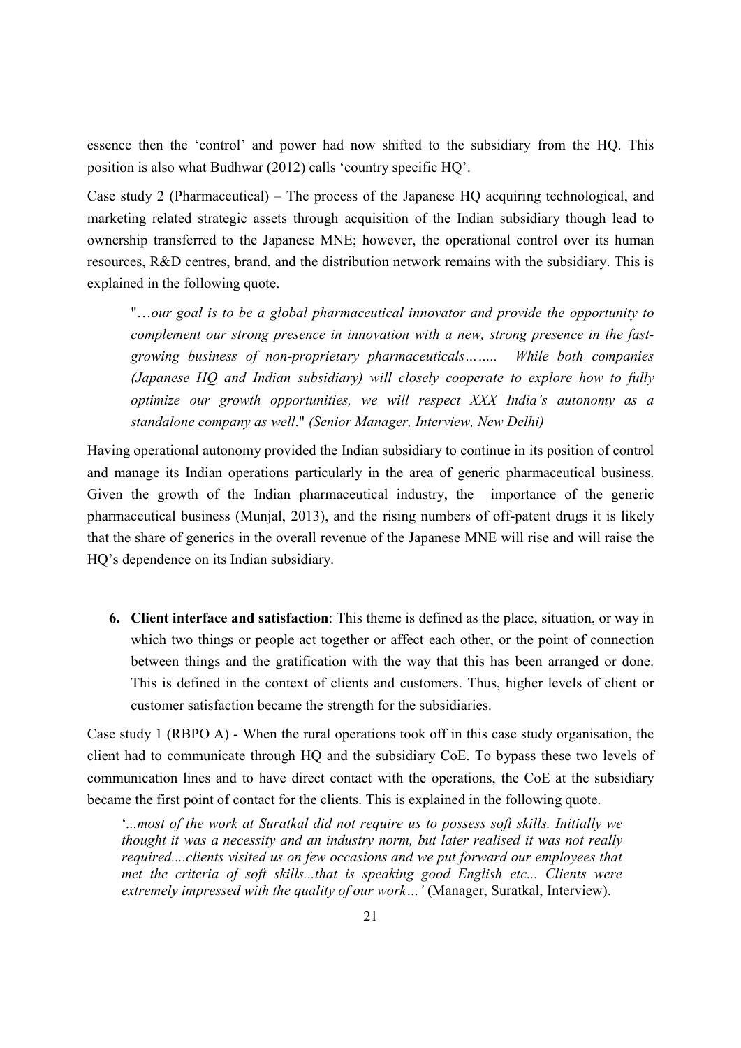essence then the 'control' and power had now shifted to the subsidiary from the HQ. This position is also what Budhwar (2012) calls 'country specific HQ'.

Case study 2 (Pharmaceutical) – The process of the Japanese HQ acquiring technological, and marketing related strategic assets through acquisition of the Indian subsidiary though lead to ownership transferred to the Japanese MNE; however, the operational control over its human resources, R&D centres, brand, and the distribution network remains with the subsidiary. This is explained in the following quote.

> "*…our goal is to be a global pharmaceutical innovator and provide the opportunity to complement our strong presence in innovation with a new, strong presence in the fast-growing business of non-proprietary pharmaceuticals…….. While both companies (Japanese HQ and Indian subsidiary) will closely cooperate to explore how to fully optimize our growth opportunities, we will respect XXX India's autonomy as a standalone company as well*." *(Senior Manager, Interview, New Delhi)*

Having operational autonomy provided the Indian subsidiary to continue in its position of control and manage its Indian operations particularly in the area of generic pharmaceutical business. Given the growth of the Indian pharmaceutical industry, the importance of the generic pharmaceutical business (Munjal, 2013), and the rising numbers of off-patent drugs it is likely that the share of generics in the overall revenue of the Japanese MNE will rise and will raise the HQ's dependence on its Indian subsidiary.

6. **Client interface and satisfaction**: This theme is defined as the place, situation, or way in which two things or people act together or affect each other, or the point of connection between things and the gratification with the way that this has been arranged or done. This is defined in the context of clients and customers. Thus, higher levels of client or customer satisfaction became the strength for the subsidiaries.

Case study 1 (RBPO A) - When the rural operations took off in this case study organisation, the client had to communicate through HQ and the subsidiary CoE. To bypass these two levels of communication lines and to have direct contact with the operations, the CoE at the subsidiary became the first point of contact for the clients. This is explained in the following quote.

> '*...most of the work at Suratkal did not require us to possess soft skills. Initially we thought it was a necessity and an industry norm, but later realised it was not really required....clients visited us on few occasions and we put forward our employees that met the criteria of soft skills...that is speaking good English etc... Clients were extremely impressed with the quality of our work…'* (Manager, Suratkal, Interview).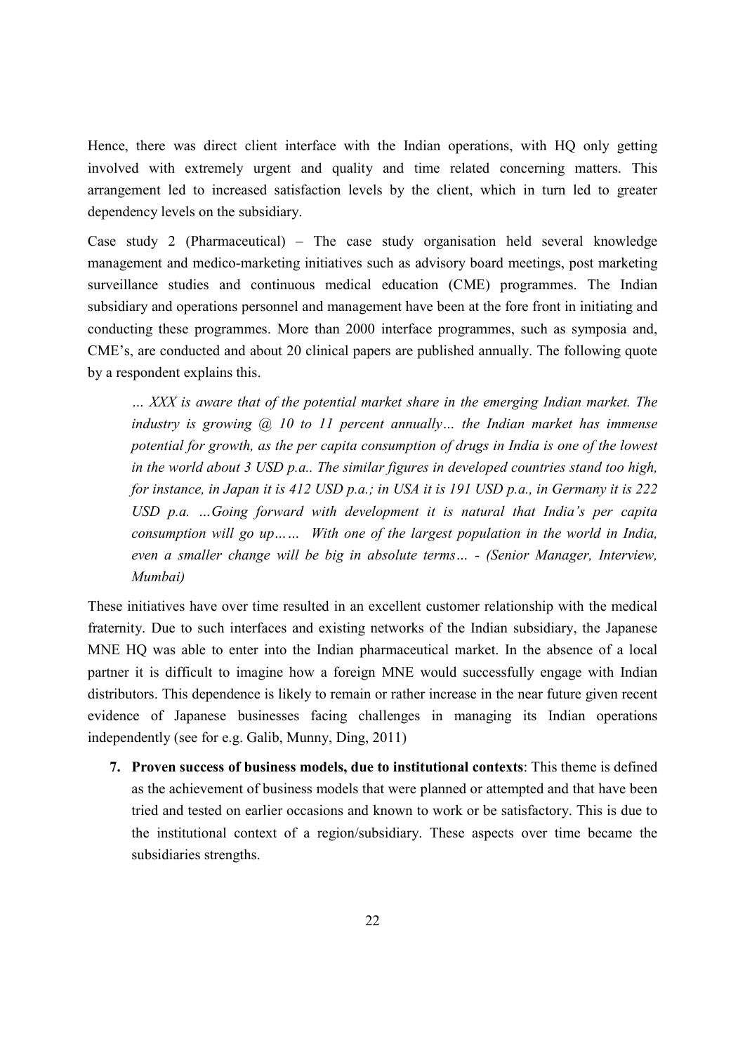Hence, there was direct client interface with the Indian operations, with HQ only getting involved with extremely urgent and quality and time related concerning matters. This arrangement led to increased satisfaction levels by the client, which in turn led to greater dependency levels on the subsidiary.

Case study 2 (Pharmaceutical) – The case study organisation held several knowledge management and medico-marketing initiatives such as advisory board meetings, post marketing surveillance studies and continuous medical education (CME) programmes. The Indian subsidiary and operations personnel and management have been at the fore front in initiating and conducting these programmes. More than 2000 interface programmes, such as symposia and, CME's, are conducted and about 20 clinical papers are published annually. The following quote by a respondent explains this.

> *… XXX is aware that of the potential market share in the emerging Indian market. The industry is growing @ 10 to 11 percent annually… the Indian market has immense potential for growth, as the per capita consumption of drugs in India is one of the lowest in the world about 3 USD p.a.. The similar figures in developed countries stand too high, for instance, in Japan it is 412 USD p.a.; in USA it is 191 USD p.a., in Germany it is 222 USD p.a. …Going forward with development it is natural that India's per capita consumption will go up…… With one of the largest population in the world in India, even a smaller change will be big in absolute terms… - (Senior Manager, Interview, Mumbai)*

These initiatives have over time resulted in an excellent customer relationship with the medical fraternity. Due to such interfaces and existing networks of the Indian subsidiary, the Japanese MNE HQ was able to enter into the Indian pharmaceutical market. In the absence of a local partner it is difficult to imagine how a foreign MNE would successfully engage with Indian distributors. This dependence is likely to remain or rather increase in the near future given recent evidence of Japanese businesses facing challenges in managing its Indian operations independently (see for e.g. Galib, Munny, Ding, 2011)

7. **Proven success of business models, due to institutional contexts**: This theme is defined as the achievement of business models that were planned or attempted and that have been tried and tested on earlier occasions and known to work or be satisfactory. This is due to the institutional context of a region/subsidiary. These aspects over time became the subsidiaries strengths.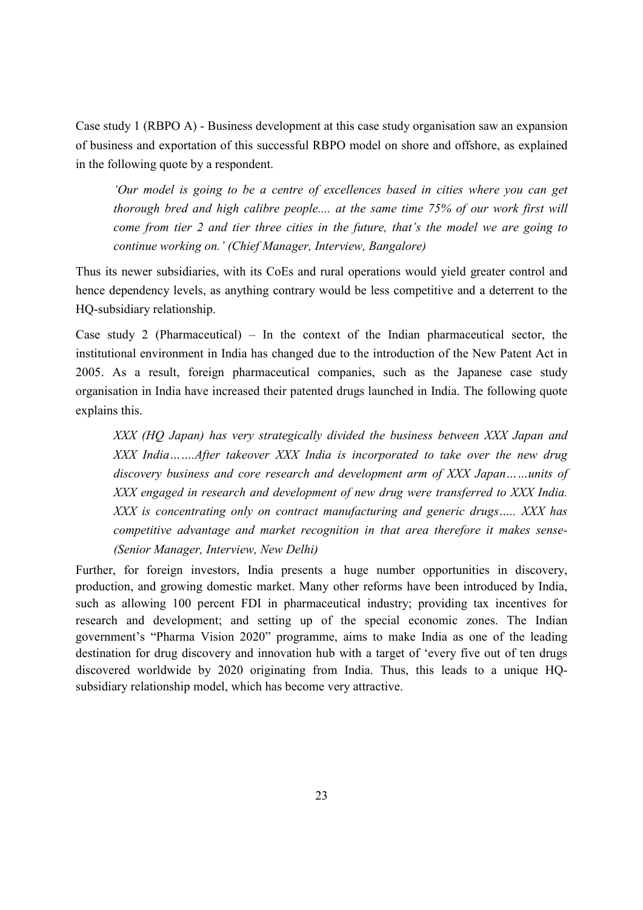Case study 1 (RBPO A) - Business development at this case study organisation saw an expansion of business and exportation of this successful RBPO model on shore and offshore, as explained in the following quote by a respondent.

> *'Our model is going to be a centre of excellences based in cities where you can get thorough bred and high calibre people.... at the same time 75% of our work first will come from tier 2 and tier three cities in the future, that's the model we are going to continue working on.' (Chief Manager, Interview, Bangalore)*

Thus its newer subsidiaries, with its CoEs and rural operations would yield greater control and hence dependency levels, as anything contrary would be less competitive and a deterrent to the HQ-subsidiary relationship.

Case study 2 (Pharmaceutical) – In the context of the Indian pharmaceutical sector, the institutional environment in India has changed due to the introduction of the New Patent Act in 2005. As a result, foreign pharmaceutical companies, such as the Japanese case study organisation in India have increased their patented drugs launched in India. The following quote explains this.

> *XXX (HQ Japan) has very strategically divided the business between XXX Japan and XXX India…….After takeover XXX India is incorporated to take over the new drug discovery business and core research and development arm of XXX Japan……units of XXX engaged in research and development of new drug were transferred to XXX India. XXX is concentrating only on contract manufacturing and generic drugs….. XXX has competitive advantage and market recognition in that area therefore it makes sense- (Senior Manager, Interview, New Delhi)*

Further, for foreign investors, India presents a huge number opportunities in discovery, production, and growing domestic market. Many other reforms have been introduced by India, such as allowing 100 percent FDI in pharmaceutical industry; providing tax incentives for research and development; and setting up of the special economic zones. The Indian government's "Pharma Vision 2020" programme, aims to make India as one of the leading destination for drug discovery and innovation hub with a target of 'every five out of ten drugs discovered worldwide by 2020 originating from India. Thus, this leads to a unique HQ-subsidiary relationship model, which has become very attractive.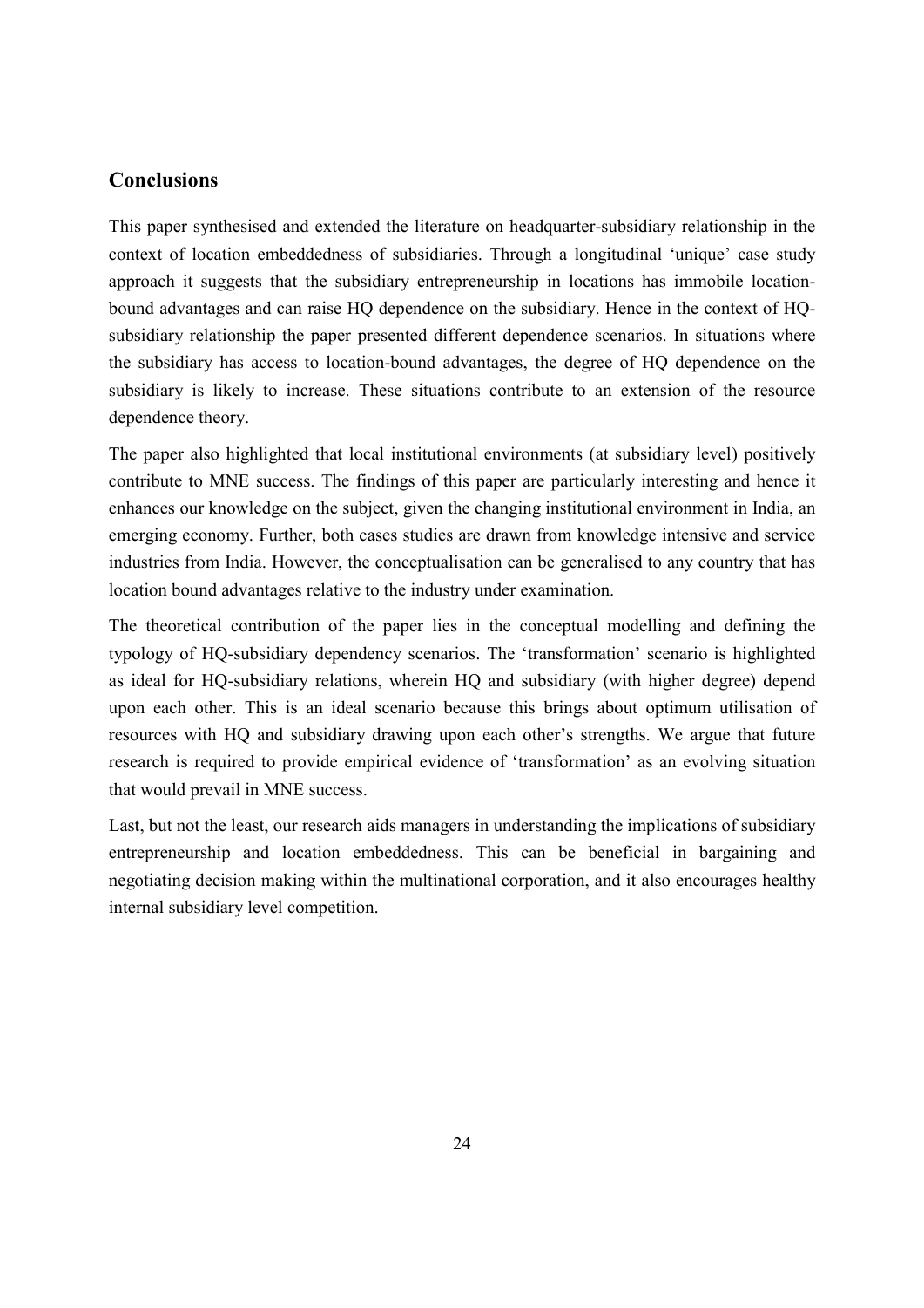## Conclusions

This paper synthesised and extended the literature on headquarter-subsidiary relationship in the context of location embeddedness of subsidiaries. Through a longitudinal 'unique' case study approach it suggests that the subsidiary entrepreneurship in locations has immobile location-bound advantages and can raise HQ dependence on the subsidiary. Hence in the context of HQ-subsidiary relationship the paper presented different dependence scenarios. In situations where the subsidiary has access to location-bound advantages, the degree of HQ dependence on the subsidiary is likely to increase. These situations contribute to an extension of the resource dependence theory.

The paper also highlighted that local institutional environments (at subsidiary level) positively contribute to MNE success. The findings of this paper are particularly interesting and hence it enhances our knowledge on the subject, given the changing institutional environment in India, an emerging economy. Further, both cases studies are drawn from knowledge intensive and service industries from India. However, the conceptualisation can be generalised to any country that has location bound advantages relative to the industry under examination.

The theoretical contribution of the paper lies in the conceptual modelling and defining the typology of HQ-subsidiary dependency scenarios. The 'transformation' scenario is highlighted as ideal for HQ-subsidiary relations, wherein HQ and subsidiary (with higher degree) depend upon each other. This is an ideal scenario because this brings about optimum utilisation of resources with HQ and subsidiary drawing upon each other's strengths. We argue that future research is required to provide empirical evidence of 'transformation' as an evolving situation that would prevail in MNE success.

Last, but not the least, our research aids managers in understanding the implications of subsidiary entrepreneurship and location embeddedness. This can be beneficial in bargaining and negotiating decision making within the multinational corporation, and it also encourages healthy internal subsidiary level competition.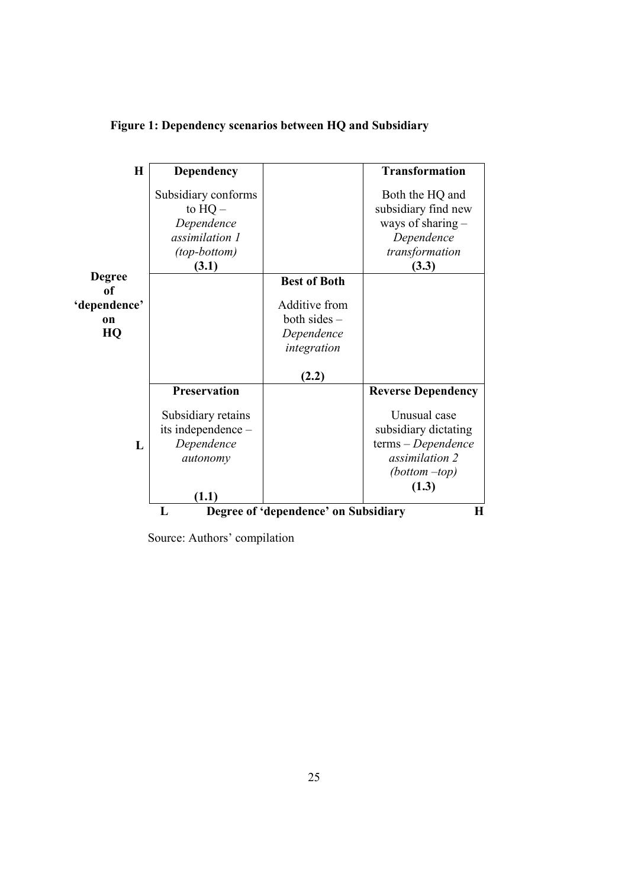**Figure 1: Dependency scenarios between HQ and Subsidiary**

| Degree of 'dependence' on HQ | L | | H |
|---|---|---|---|
| **H** | **Dependency**<br>Subsidiary conforms to HQ – *Dependence assimilation 1 (top-bottom)*<br>**(3.1)** | | **Transformation**<br>Both the HQ and subsidiary find new ways of sharing – *Dependence transformation*<br>**(3.3)** |
| | | **Best of Both**<br>Additive from both sides – *Dependence integration*<br>**(2.2)** | |
| **L** | **Preservation**<br>Subsidiary retains its independence – *Dependence autonomy*<br>**(1.1)** | | **Reverse Dependency**<br>Unusual case subsidiary dictating terms – *Dependence assimilation 2 (bottom –top)*<br>**(1.3)** |
| | **L** | **Degree of 'dependence' on Subsidiary** | **H** |

Source: Authors' compilation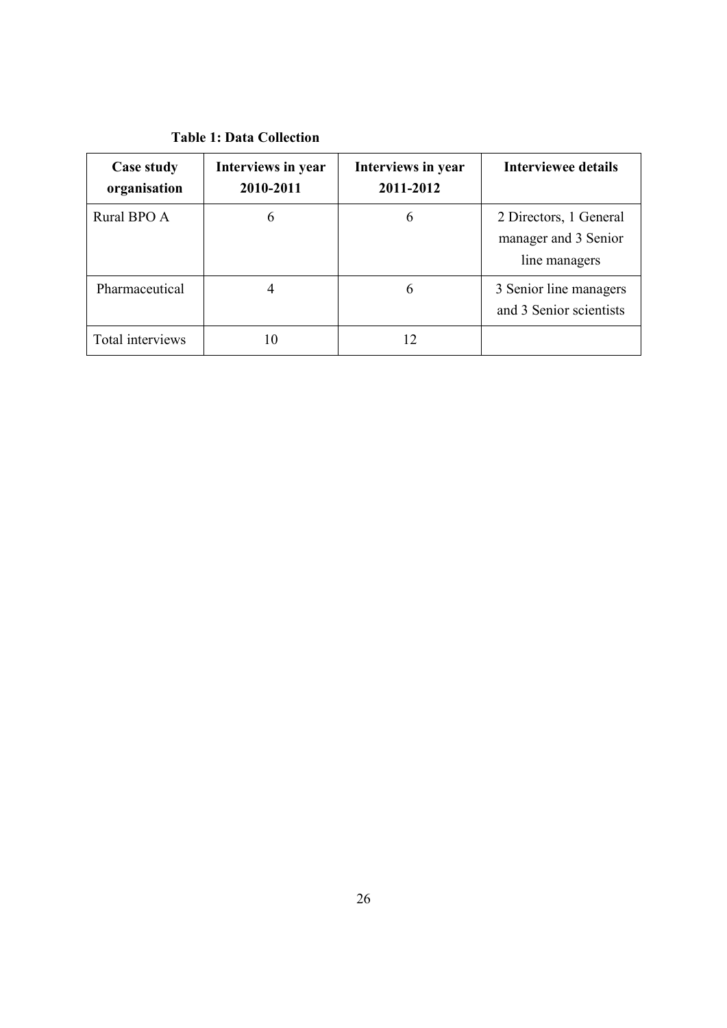**Table 1: Data Collection**

| Case study organisation | Interviews in year 2010-2011 | Interviews in year 2011-2012 | Interviewee details |
| --- | --- | --- | --- |
| Rural BPO A | 6 | 6 | 2 Directors, 1 General manager and 3 Senior line managers |
| Pharmaceutical | 4 | 6 | 3 Senior line managers and 3 Senior scientists |
| Total interviews | 10 | 12 | |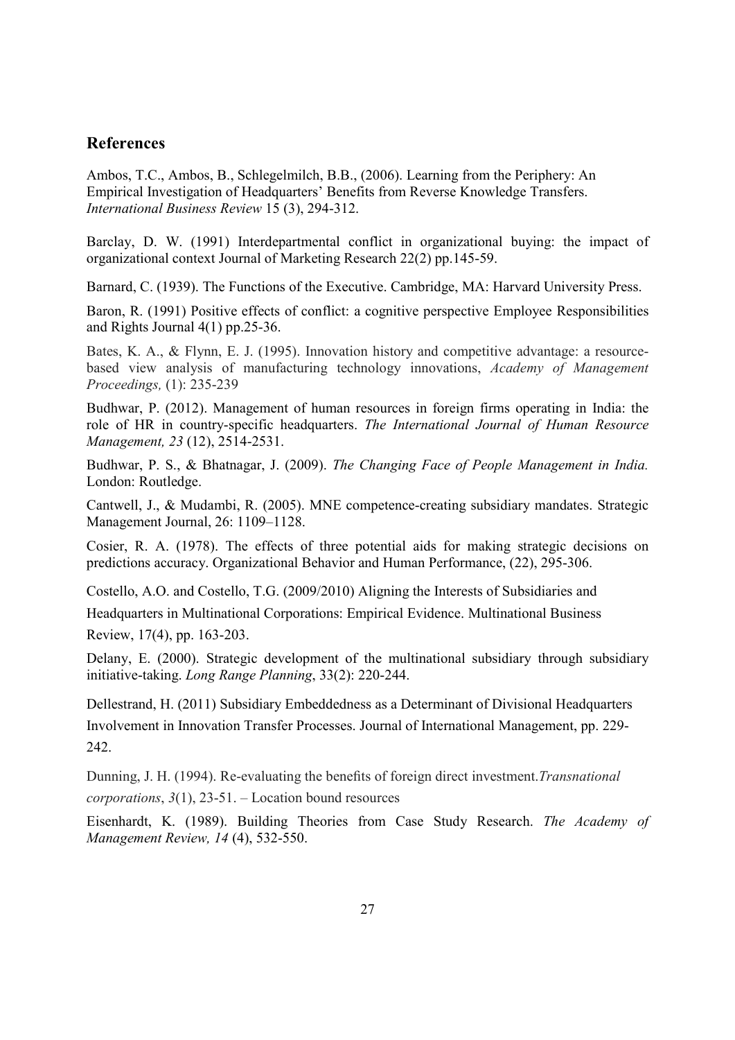## References

Ambos, T.C., Ambos, B., Schlegelmilch, B.B., (2006). Learning from the Periphery: An Empirical Investigation of Headquarters' Benefits from Reverse Knowledge Transfers. *International Business Review* 15 (3), 294-312.

Barclay, D. W. (1991) Interdepartmental conflict in organizational buying: the impact of organizational context Journal of Marketing Research 22(2) pp.145-59.

Barnard, C. (1939). The Functions of the Executive. Cambridge, MA: Harvard University Press.

Baron, R. (1991) Positive effects of conflict: a cognitive perspective Employee Responsibilities and Rights Journal 4(1) pp.25-36.

Bates, K. A., & Flynn, E. J. (1995). Innovation history and competitive advantage: a resource-based view analysis of manufacturing technology innovations, *Academy of Management Proceedings,* (1): 235-239

Budhwar, P. (2012). Management of human resources in foreign firms operating in India: the role of HR in country-specific headquarters. *The International Journal of Human Resource Management, 23* (12), 2514-2531.

Budhwar, P. S., & Bhatnagar, J. (2009). *The Changing Face of People Management in India.* London: Routledge.

Cantwell, J., & Mudambi, R. (2005). MNE competence-creating subsidiary mandates. Strategic Management Journal, 26: 1109–1128.

Cosier, R. A. (1978). The effects of three potential aids for making strategic decisions on predictions accuracy. Organizational Behavior and Human Performance, (22), 295-306.

Costello, A.O. and Costello, T.G. (2009/2010) Aligning the Interests of Subsidiaries and Headquarters in Multinational Corporations: Empirical Evidence. Multinational Business Review, 17(4), pp. 163-203.

Delany, E. (2000). Strategic development of the multinational subsidiary through subsidiary initiative-taking. *Long Range Planning*, 33(2): 220-244.

Dellestrand, H. (2011) Subsidiary Embeddedness as a Determinant of Divisional Headquarters Involvement in Innovation Transfer Processes. Journal of International Management, pp. 229-242.

Dunning, J. H. (1994). Re-evaluating the benefits of foreign direct investment.*Transnational corporations*, *3*(1), 23-51. – Location bound resources

Eisenhardt, K. (1989). Building Theories from Case Study Research. *The Academy of Management Review, 14* (4), 532-550.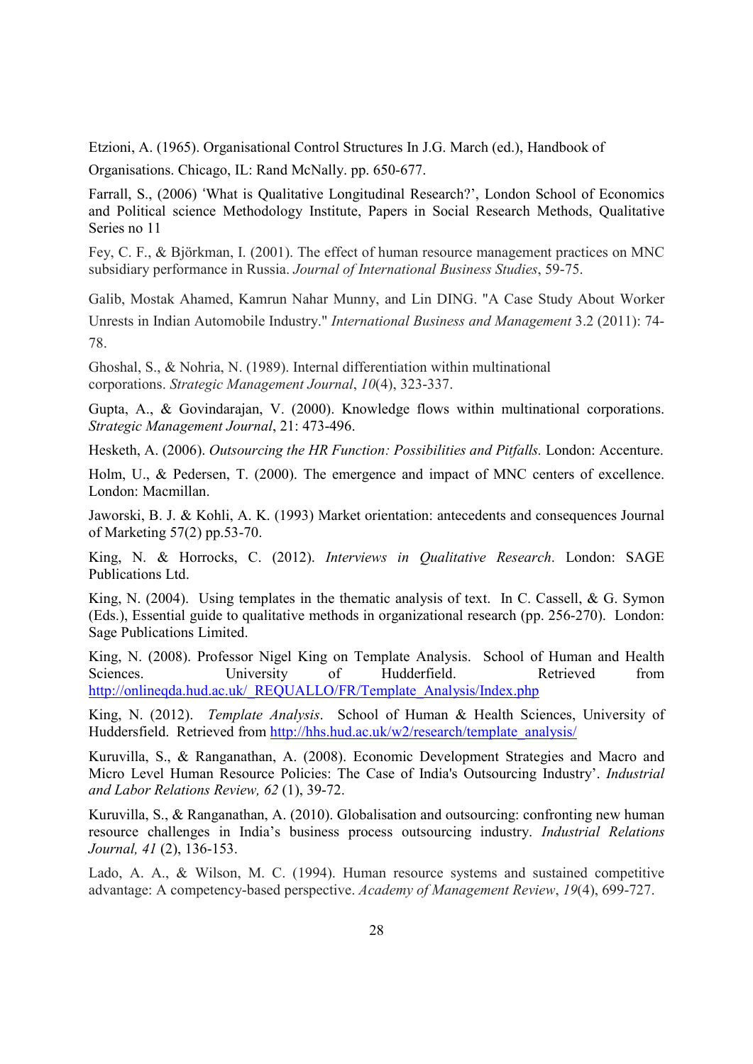Etzioni, A. (1965). Organisational Control Structures In J.G. March (ed.), Handbook of Organisations. Chicago, IL: Rand McNally. pp. 650-677.

Farrall, S., (2006) 'What is Qualitative Longitudinal Research?', London School of Economics and Political science Methodology Institute, Papers in Social Research Methods, Qualitative Series no 11

Fey, C. F., & Björkman, I. (2001). The effect of human resource management practices on MNC subsidiary performance in Russia. *Journal of International Business Studies*, 59-75.

Galib, Mostak Ahamed, Kamrun Nahar Munny, and Lin DING. "A Case Study About Worker Unrests in Indian Automobile Industry." *International Business and Management* 3.2 (2011): 74-78.

Ghoshal, S., & Nohria, N. (1989). Internal differentiation within multinational corporations. *Strategic Management Journal*, *10*(4), 323-337.

Gupta, A., & Govindarajan, V. (2000). Knowledge flows within multinational corporations. *Strategic Management Journal*, 21: 473-496.

Hesketh, A. (2006). *Outsourcing the HR Function: Possibilities and Pitfalls.* London: Accenture.

Holm, U., & Pedersen, T. (2000). The emergence and impact of MNC centers of excellence. London: Macmillan.

Jaworski, B. J. & Kohli, A. K. (1993) Market orientation: antecedents and consequences Journal of Marketing 57(2) pp.53-70.

King, N. & Horrocks, C. (2012). *Interviews in Qualitative Research*. London: SAGE Publications Ltd.

King, N. (2004). Using templates in the thematic analysis of text. In C. Cassell, & G. Symon (Eds.), Essential guide to qualitative methods in organizational research (pp. 256-270). London: Sage Publications Limited.

King, N. (2008). Professor Nigel King on Template Analysis. School of Human and Health Sciences. University of Hudderfield. Retrieved from http://onlineqda.hud.ac.uk/_REQUALLO/FR/Template_Analysis/Index.php

King, N. (2012). *Template Analysis*. School of Human & Health Sciences, University of Huddersfield. Retrieved from http://hhs.hud.ac.uk/w2/research/template_analysis/

Kuruvilla, S., & Ranganathan, A. (2008). Economic Development Strategies and Macro and Micro Level Human Resource Policies: The Case of India's Outsourcing Industry'. *Industrial and Labor Relations Review, 62* (1), 39-72.

Kuruvilla, S., & Ranganathan, A. (2010). Globalisation and outsourcing: confronting new human resource challenges in India's business process outsourcing industry. *Industrial Relations Journal, 41* (2), 136-153.

Lado, A. A., & Wilson, M. C. (1994). Human resource systems and sustained competitive advantage: A competency-based perspective. *Academy of Management Review*, *19*(4), 699-727.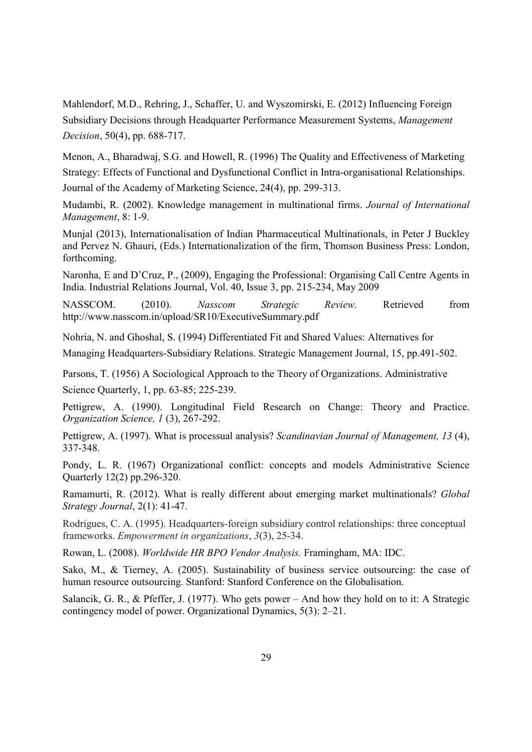Mahlendorf, M.D., Rehring, J., Schaffer, U. and Wyszomirski, E. (2012) Influencing Foreign Subsidiary Decisions through Headquarter Performance Measurement Systems, *Management Decision*, 50(4), pp. 688-717.

Menon, A., Bharadwaj, S.G. and Howell, R. (1996) The Quality and Effectiveness of Marketing Strategy: Effects of Functional and Dysfunctional Conflict in Intra-organisational Relationships. Journal of the Academy of Marketing Science, 24(4), pp. 299-313.

Mudambi, R. (2002). Knowledge management in multinational firms. *Journal of International Management*, 8: 1-9.

Munjal (2013), Internationalisation of Indian Pharmaceutical Multinationals, in Peter J Buckley and Pervez N. Ghauri, (Eds.) Internationalization of the firm, Thomson Business Press: London, forthcoming.

Naronha, E and D'Cruz, P., (2009), Engaging the Professional: Organising Call Centre Agents in India. Industrial Relations Journal, Vol. 40, Issue 3, pp. 215-234, May 2009

NASSCOM. (2010). *Nasscom Strategic Review.* Retrieved from http://www.nasscom.in/upload/SR10/ExecutiveSummary.pdf

Nohria, N. and Ghoshal, S. (1994) Differentiated Fit and Shared Values: Alternatives for Managing Headquarters-Subsidiary Relations. Strategic Management Journal, 15, pp.491-502.

Parsons, T. (1956) A Sociological Approach to the Theory of Organizations. Administrative Science Quarterly, 1, pp. 63-85; 225-239.

Pettigrew, A. (1990). Longitudinal Field Research on Change: Theory and Practice. *Organization Science, 1* (3), 267-292.

Pettigrew, A. (1997). What is processual analysis? *Scandinavian Journal of Management, 13* (4), 337-348.

Pondy, L. R. (1967) Organizational conflict: concepts and models Administrative Science Quarterly 12(2) pp.296-320.

Ramamurti, R. (2012). What is really different about emerging market multinationals? *Global Strategy Journal*, 2(1): 41-47.

Rodrigues, C. A. (1995). Headquarters-foreign subsidiary control relationships: three conceptual frameworks. *Empowerment in organizations*, *3*(3), 25-34.

Rowan, L. (2008). *Worldwide HR BPO Vendor Analysis.* Framingham, MA: IDC.

Sako, M., & Tierney, A. (2005). Sustainability of business service outsourcing: the case of human resource outsourcing. Stanford: Stanford Conference on the Globalisation.

Salancik, G. R., & Pfeffer, J. (1977). Who gets power – And how they hold on to it: A Strategic contingency model of power. Organizational Dynamics, 5(3): 2–21.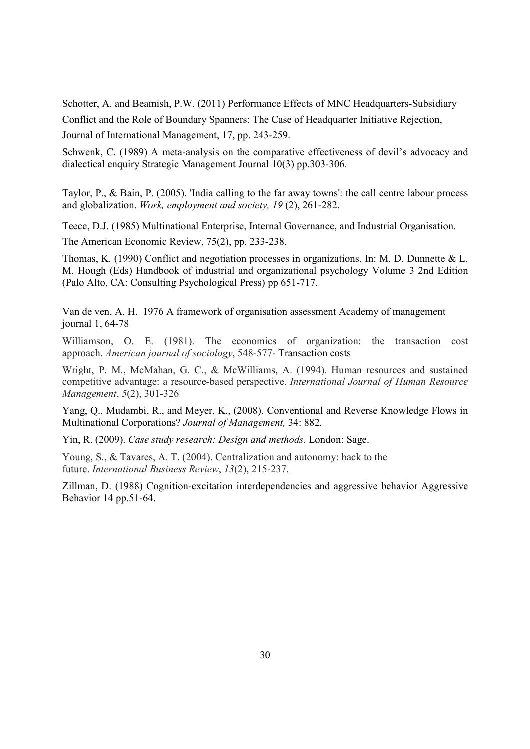Schotter, A. and Beamish, P.W. (2011) Performance Effects of MNC Headquarters-Subsidiary Conflict and the Role of Boundary Spanners: The Case of Headquarter Initiative Rejection, Journal of International Management, 17, pp. 243-259.

Schwenk, C. (1989) A meta-analysis on the comparative effectiveness of devil's advocacy and dialectical enquiry Strategic Management Journal 10(3) pp.303-306.

Taylor, P., & Bain, P. (2005). 'India calling to the far away towns': the call centre labour process and globalization. *Work, employment and society, 19* (2), 261-282.

Teece, D.J. (1985) Multinational Enterprise, Internal Governance, and Industrial Organisation. The American Economic Review, 75(2), pp. 233-238.

Thomas, K. (1990) Conflict and negotiation processes in organizations, In: M. D. Dunnette & L. M. Hough (Eds) Handbook of industrial and organizational psychology Volume 3 2nd Edition (Palo Alto, CA: Consulting Psychological Press) pp 651-717.

Van de ven, A. H. 1976 A framework of organisation assessment Academy of management journal 1, 64-78

Williamson, O. E. (1981). The economics of organization: the transaction cost approach. *American journal of sociology*, 548-577- Transaction costs

Wright, P. M., McMahan, G. C., & McWilliams, A. (1994). Human resources and sustained competitive advantage: a resource-based perspective. *International Journal of Human Resource Management*, *5*(2), 301-326

Yang, Q., Mudambi, R., and Meyer, K., (2008). Conventional and Reverse Knowledge Flows in Multinational Corporations? *Journal of Management,* 34: 882*.*

Yin, R. (2009). *Case study research: Design and methods.* London: Sage.

Young, S., & Tavares, A. T. (2004). Centralization and autonomy: back to the future. *International Business Review*, *13*(2), 215-237.

Zillman, D. (1988) Cognition-excitation interdependencies and aggressive behavior Aggressive Behavior 14 pp.51-64.